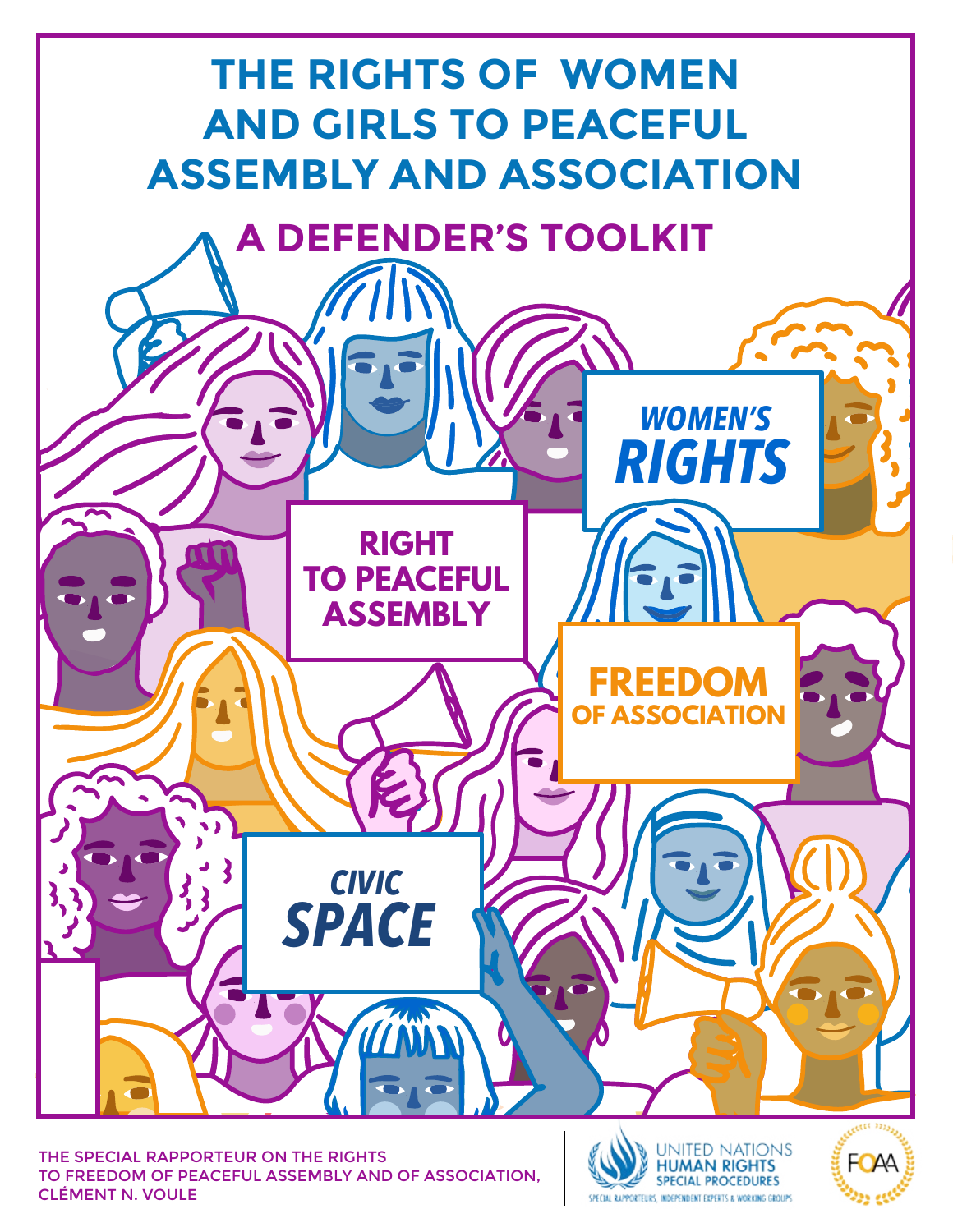# THE RIGHTS OF WOMEN AND GIRLS TO PEACEFUL ASSEMBLY AND ASSOCIATION

## A DEFENDER'S TOOLKIT

WOMEN'S RIGHTS

RIGHT TO PEACEFUL ASSEMBLY

FREEDOM OF ASSOCIATION

CIVIC SPACE

THE SPECIAL RAPPORTEUR ON THE RIGHTS TO FREEDOM OF PEACEFUL ASSEMBLY AND OF ASSOCIATION, CLÉMENT N. VOULE

UNITED NATIONS HUMAN RIGHTS SPECIAL PROCEDURES

SPECIAL RAPPORTEURS, INDEPENDENT EXPERTS & WORKING GROUPS

FOAA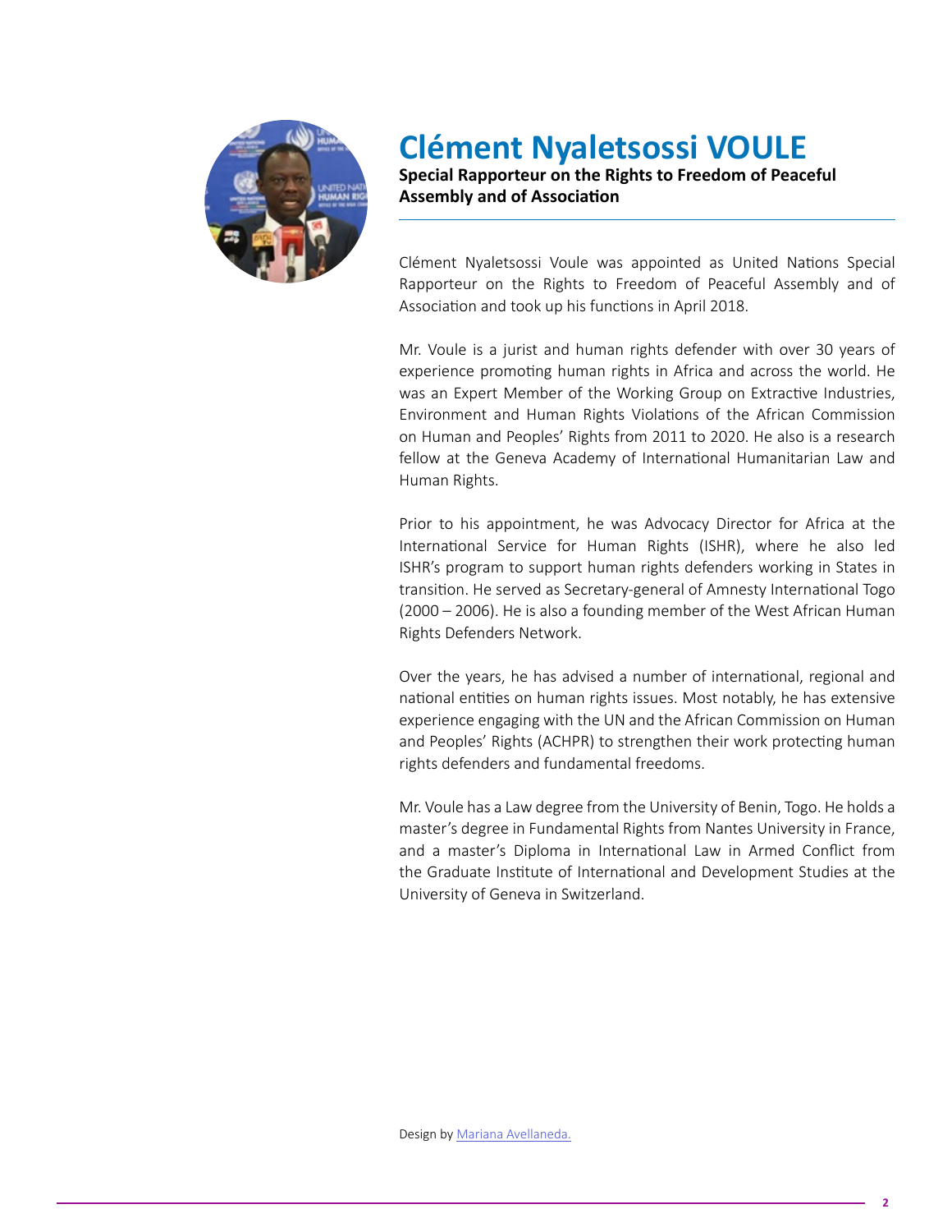# Clément Nyaletsossi VOULE

**Special Rapporteur on the Rights to Freedom of Peaceful Assembly and of Association**

Clément Nyaletsossi Voule was appointed as United Nations Special Rapporteur on the Rights to Freedom of Peaceful Assembly and of Association and took up his functions in April 2018.

Mr. Voule is a jurist and human rights defender with over 30 years of experience promoting human rights in Africa and across the world. He was an Expert Member of the Working Group on Extractive Industries, Environment and Human Rights Violations of the African Commission on Human and Peoples' Rights from 2011 to 2020. He also is a research fellow at the Geneva Academy of International Humanitarian Law and Human Rights.

Prior to his appointment, he was Advocacy Director for Africa at the International Service for Human Rights (ISHR), where he also led ISHR's program to support human rights defenders working in States in transition. He served as Secretary-general of Amnesty International Togo (2000 – 2006). He is also a founding member of the West African Human Rights Defenders Network.

Over the years, he has advised a number of international, regional and national entities on human rights issues. Most notably, he has extensive experience engaging with the UN and the African Commission on Human and Peoples' Rights (ACHPR) to strengthen their work protecting human rights defenders and fundamental freedoms.

Mr. Voule has a Law degree from the University of Benin, Togo. He holds a master's degree in Fundamental Rights from Nantes University in France, and a master's Diploma in International Law in Armed Conflict from the Graduate Institute of International and Development Studies at the University of Geneva in Switzerland.

Design by [Mariana Avellaneda.]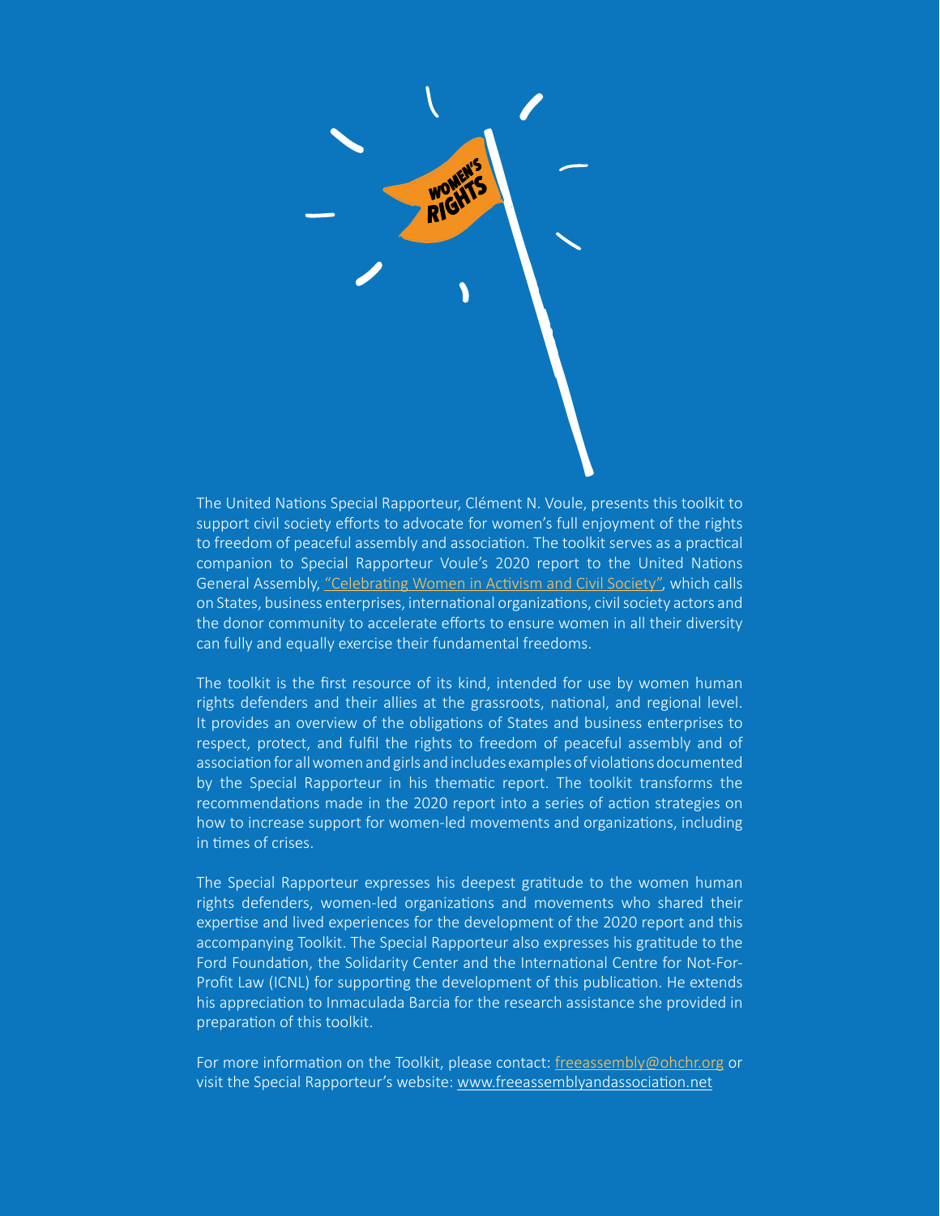The United Nations Special Rapporteur, Clément N. Voule, presents this toolkit to support civil society efforts to advocate for women's full enjoyment of the rights to freedom of peaceful assembly and association. The toolkit serves as a practical companion to Special Rapporteur Voule's 2020 report to the United Nations General Assembly, "Celebrating Women in Activism and Civil Society", which calls on States, business enterprises, international organizations, civil society actors and the donor community to accelerate efforts to ensure women in all their diversity can fully and equally exercise their fundamental freedoms.

The toolkit is the first resource of its kind, intended for use by women human rights defenders and their allies at the grassroots, national, and regional level. It provides an overview of the obligations of States and business enterprises to respect, protect, and fulfil the rights to freedom of peaceful assembly and of association for all women and girls and includes examples of violations documented by the Special Rapporteur in his thematic report. The toolkit transforms the recommendations made in the 2020 report into a series of action strategies on how to increase support for women-led movements and organizations, including in times of crises.

The Special Rapporteur expresses his deepest gratitude to the women human rights defenders, women-led organizations and movements who shared their expertise and lived experiences for the development of the 2020 report and this accompanying Toolkit. The Special Rapporteur also expresses his gratitude to the Ford Foundation, the Solidarity Center and the International Centre for Not-For-Profit Law (ICNL) for supporting the development of this publication. He extends his appreciation to Inmaculada Barcia for the research assistance she provided in preparation of this toolkit.

For more information on the Toolkit, please contact: freeassembly@ohchr.org or visit the Special Rapporteur's website: www.freeassemblyandassociation.net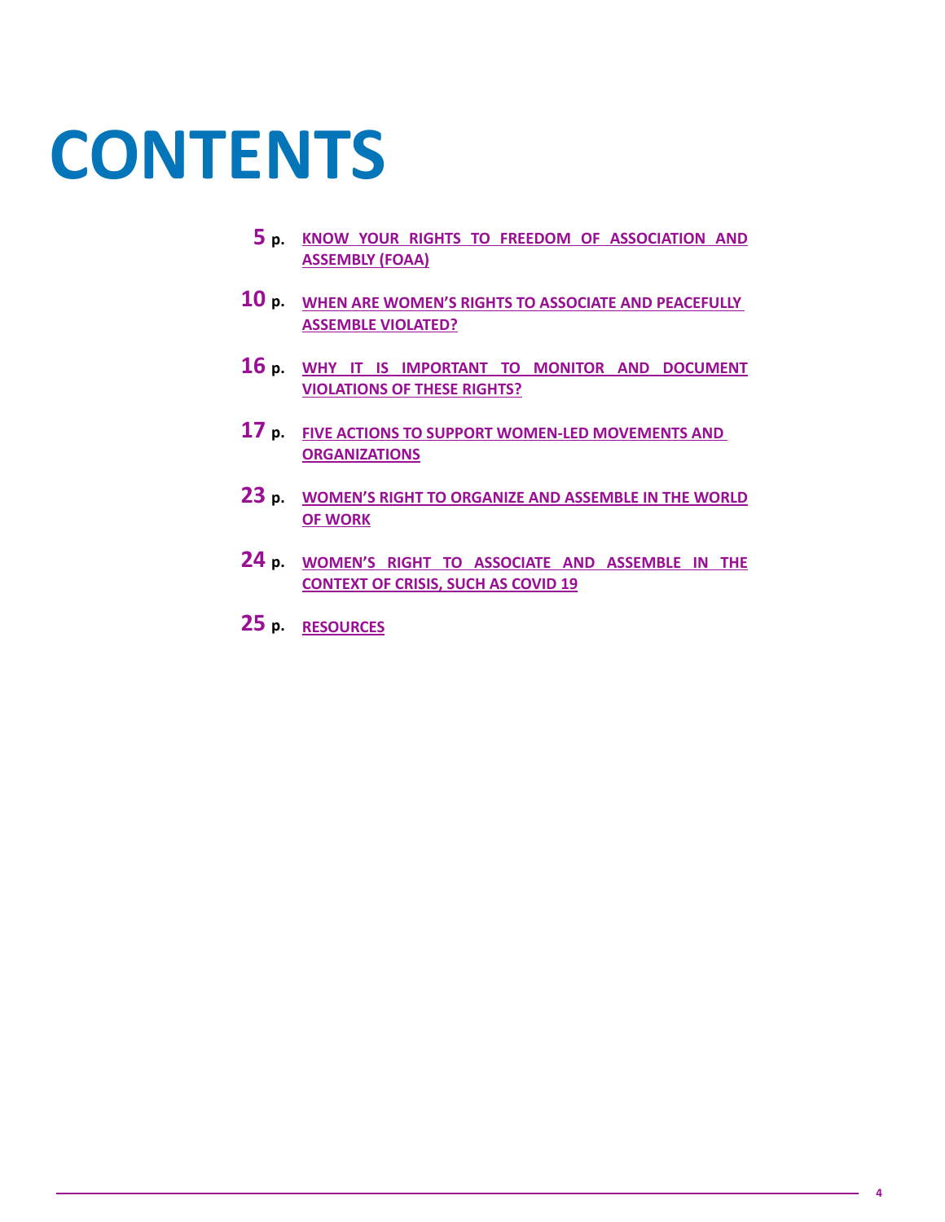# CONTENTS

**5 p.** KNOW YOUR RIGHTS TO FREEDOM OF ASSOCIATION AND ASSEMBLY (FOAA)

**10 p.** WHEN ARE WOMEN'S RIGHTS TO ASSOCIATE AND PEACEFULLY ASSEMBLE VIOLATED?

**16 p.** WHY IT IS IMPORTANT TO MONITOR AND DOCUMENT VIOLATIONS OF THESE RIGHTS?

**17 p.** FIVE ACTIONS TO SUPPORT WOMEN-LED MOVEMENTS AND ORGANIZATIONS

**23 p.** WOMEN'S RIGHT TO ORGANIZE AND ASSEMBLE IN THE WORLD OF WORK

**24 p.** WOMEN'S RIGHT TO ASSOCIATE AND ASSEMBLE IN THE CONTEXT OF CRISIS, SUCH AS COVID 19

**25 p.** RESOURCES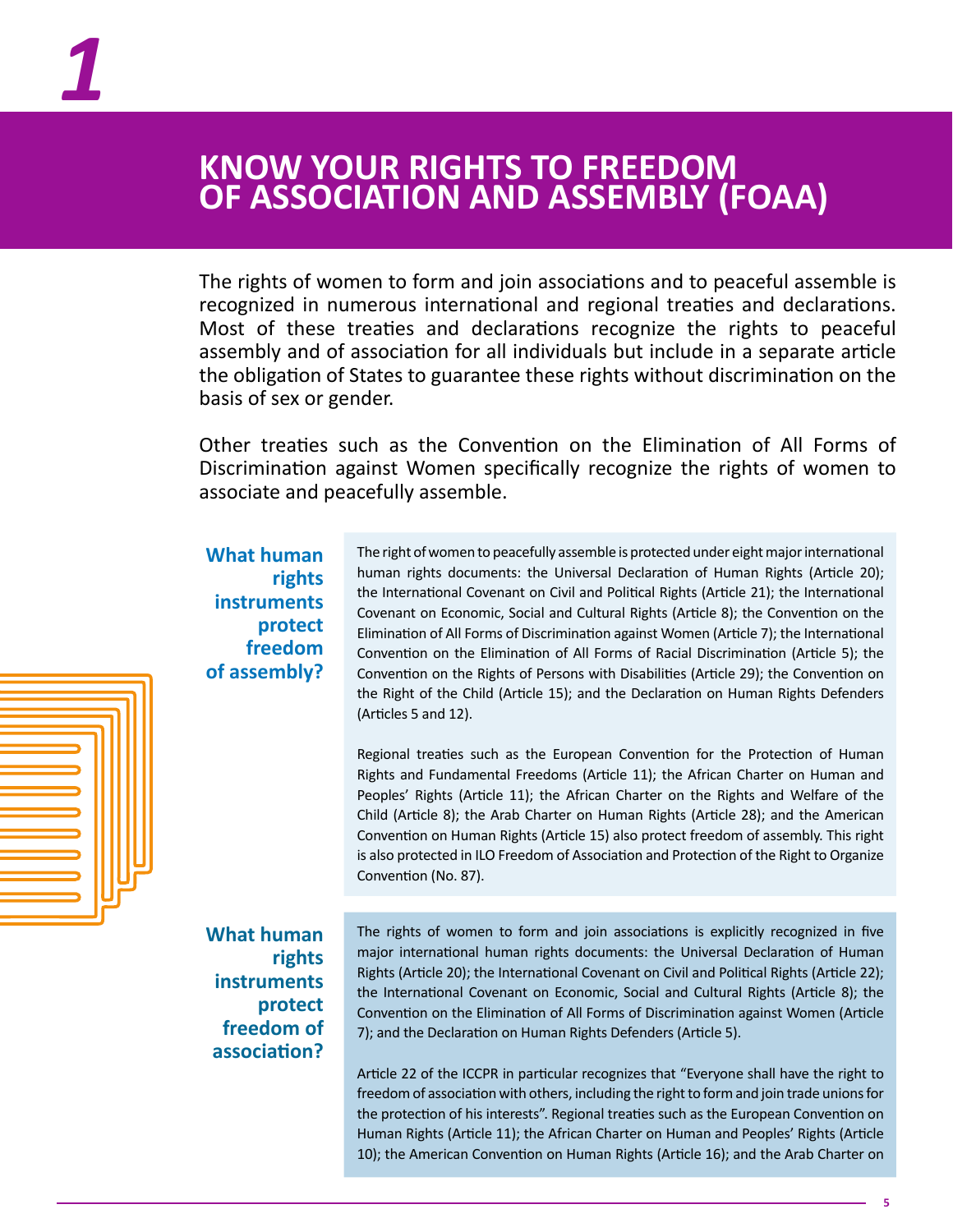# 1

# KNOW YOUR RIGHTS TO FREEDOM OF ASSOCIATION AND ASSEMBLY (FOAA)

The rights of women to form and join associations and to peaceful assemble is recognized in numerous international and regional treaties and declarations. Most of these treaties and declarations recognize the rights to peaceful assembly and of association for all individuals but include in a separate article the obligation of States to guarantee these rights without discrimination on the basis of sex or gender.

Other treaties such as the Convention on the Elimination of All Forms of Discrimination against Women specifically recognize the rights of women to associate and peacefully assemble.

### What human rights instruments protect freedom of assembly?

The right of women to peacefully assemble is protected under eight major international human rights documents: the Universal Declaration of Human Rights (Article 20); the International Covenant on Civil and Political Rights (Article 21); the International Covenant on Economic, Social and Cultural Rights (Article 8); the Convention on the Elimination of All Forms of Discrimination against Women (Article 7); the International Convention on the Elimination of All Forms of Racial Discrimination (Article 5); the Convention on the Rights of Persons with Disabilities (Article 29); the Convention on the Right of the Child (Article 15); and the Declaration on Human Rights Defenders (Articles 5 and 12).

Regional treaties such as the European Convention for the Protection of Human Rights and Fundamental Freedoms (Article 11); the African Charter on Human and Peoples' Rights (Article 11); the African Charter on the Rights and Welfare of the Child (Article 8); the Arab Charter on Human Rights (Article 28); and the American Convention on Human Rights (Article 15) also protect freedom of assembly. This right is also protected in ILO Freedom of Association and Protection of the Right to Organize Convention (No. 87).

### What human rights instruments protect freedom of association?

The rights of women to form and join associations is explicitly recognized in five major international human rights documents: the Universal Declaration of Human Rights (Article 20); the International Covenant on Civil and Political Rights (Article 22); the International Covenant on Economic, Social and Cultural Rights (Article 8); the Convention on the Elimination of All Forms of Discrimination against Women (Article 7); and the Declaration on Human Rights Defenders (Article 5).

Article 22 of the ICCPR in particular recognizes that "Everyone shall have the right to freedom of association with others, including the right to form and join trade unions for the protection of his interests". Regional treaties such as the European Convention on Human Rights (Article 11); the African Charter on Human and Peoples' Rights (Article 10); the American Convention on Human Rights (Article 16); and the Arab Charter on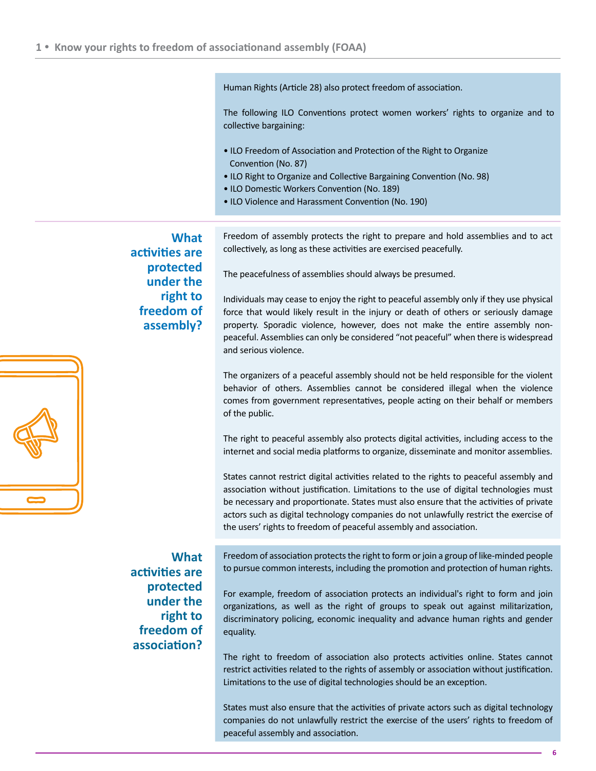Human Rights (Article 28) also protect freedom of association.

The following ILO Conventions protect women workers' rights to organize and to collective bargaining:

- ILO Freedom of Association and Protection of the Right to Organize Convention (No. 87)
- ILO Right to Organize and Collective Bargaining Convention (No. 98)
- ILO Domestic Workers Convention (No. 189)
- ILO Violence and Harassment Convention (No. 190)

## What activities are protected under the right to freedom of assembly?

Freedom of assembly protects the right to prepare and hold assemblies and to act collectively, as long as these activities are exercised peacefully.

The peacefulness of assemblies should always be presumed.

Individuals may cease to enjoy the right to peaceful assembly only if they use physical force that would likely result in the injury or death of others or seriously damage property. Sporadic violence, however, does not make the entire assembly non-peaceful. Assemblies can only be considered "not peaceful" when there is widespread and serious violence.

The organizers of a peaceful assembly should not be held responsible for the violent behavior of others. Assemblies cannot be considered illegal when the violence comes from government representatives, people acting on their behalf or members of the public.

The right to peaceful assembly also protects digital activities, including access to the internet and social media platforms to organize, disseminate and monitor assemblies.

States cannot restrict digital activities related to the rights to peaceful assembly and association without justification. Limitations to the use of digital technologies must be necessary and proportionate. States must also ensure that the activities of private actors such as digital technology companies do not unlawfully restrict the exercise of the users' rights to freedom of peaceful assembly and association.

## What activities are protected under the right to freedom of association?

Freedom of association protects the right to form or join a group of like-minded people to pursue common interests, including the promotion and protection of human rights.

For example, freedom of association protects an individual's right to form and join organizations, as well as the right of groups to speak out against militarization, discriminatory policing, economic inequality and advance human rights and gender equality.

The right to freedom of association also protects activities online. States cannot restrict activities related to the rights of assembly or association without justification. Limitations to the use of digital technologies should be an exception.

States must also ensure that the activities of private actors such as digital technology companies do not unlawfully restrict the exercise of the users' rights to freedom of peaceful assembly and association.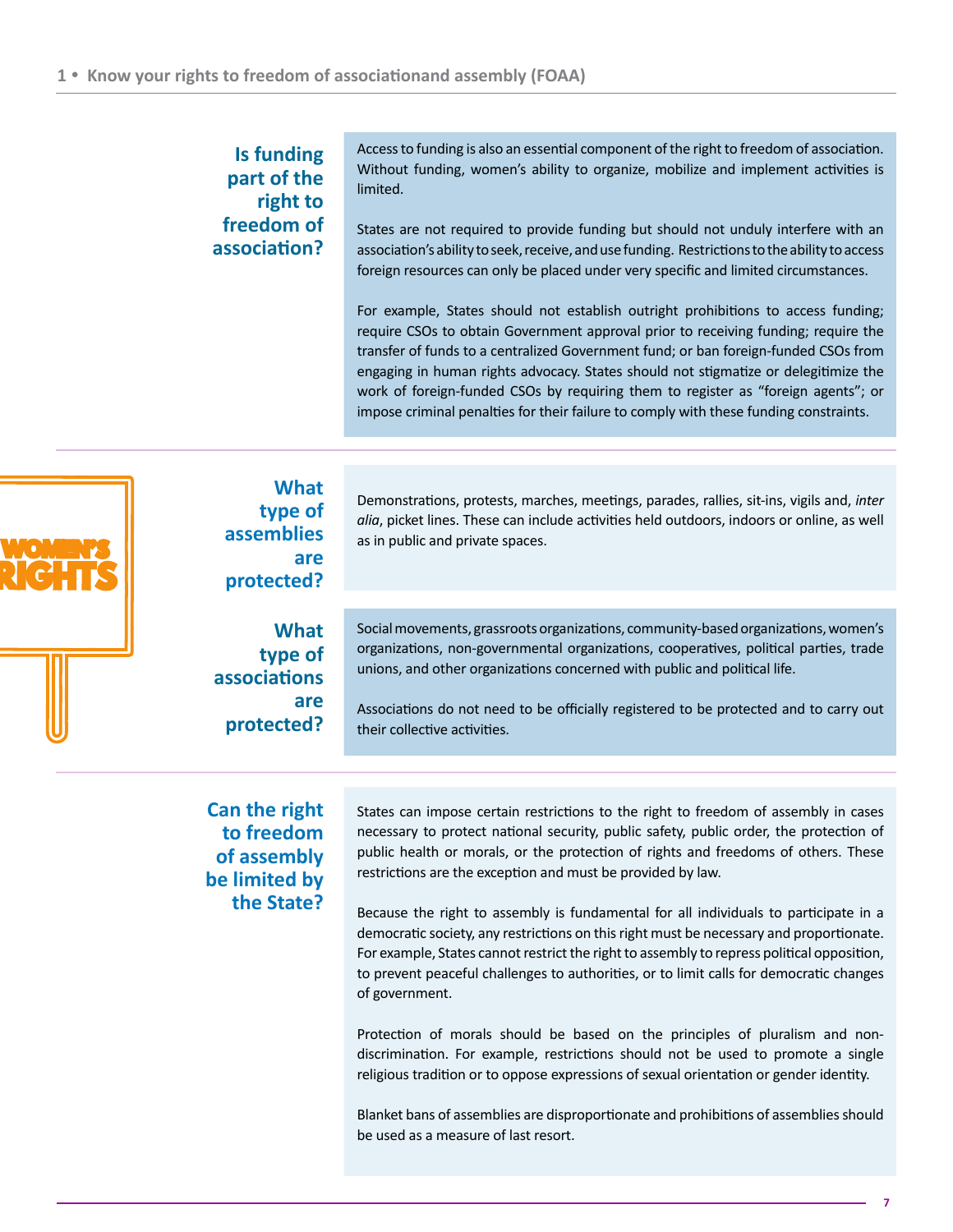### Is funding part of the right to freedom of association?

Access to funding is also an essential component of the right to freedom of association. Without funding, women's ability to organize, mobilize and implement activities is limited.

States are not required to provide funding but should not unduly interfere with an association's ability to seek, receive, and use funding. Restrictions to the ability to access foreign resources can only be placed under very specific and limited circumstances.

For example, States should not establish outright prohibitions to access funding; require CSOs to obtain Government approval prior to receiving funding; require the transfer of funds to a centralized Government fund; or ban foreign-funded CSOs from engaging in human rights advocacy. States should not stigmatize or delegitimize the work of foreign-funded CSOs by requiring them to register as "foreign agents"; or impose criminal penalties for their failure to comply with these funding constraints.

### What type of assemblies are protected?

Demonstrations, protests, marches, meetings, parades, rallies, sit-ins, vigils and, *inter alia*, picket lines. These can include activities held outdoors, indoors or online, as well as in public and private spaces.

### What type of associations are protected?

Social movements, grassroots organizations, community-based organizations, women's organizations, non-governmental organizations, cooperatives, political parties, trade unions, and other organizations concerned with public and political life.

Associations do not need to be officially registered to be protected and to carry out their collective activities.

### Can the right to freedom of assembly be limited by the State?

States can impose certain restrictions to the right to freedom of assembly in cases necessary to protect national security, public safety, public order, the protection of public health or morals, or the protection of rights and freedoms of others. These restrictions are the exception and must be provided by law.

Because the right to assembly is fundamental for all individuals to participate in a democratic society, any restrictions on this right must be necessary and proportionate. For example, States cannot restrict the right to assembly to repress political opposition, to prevent peaceful challenges to authorities, or to limit calls for democratic changes of government.

Protection of morals should be based on the principles of pluralism and non-discrimination. For example, restrictions should not be used to promote a single religious tradition or to oppose expressions of sexual orientation or gender identity.

Blanket bans of assemblies are disproportionate and prohibitions of assemblies should be used as a measure of last resort.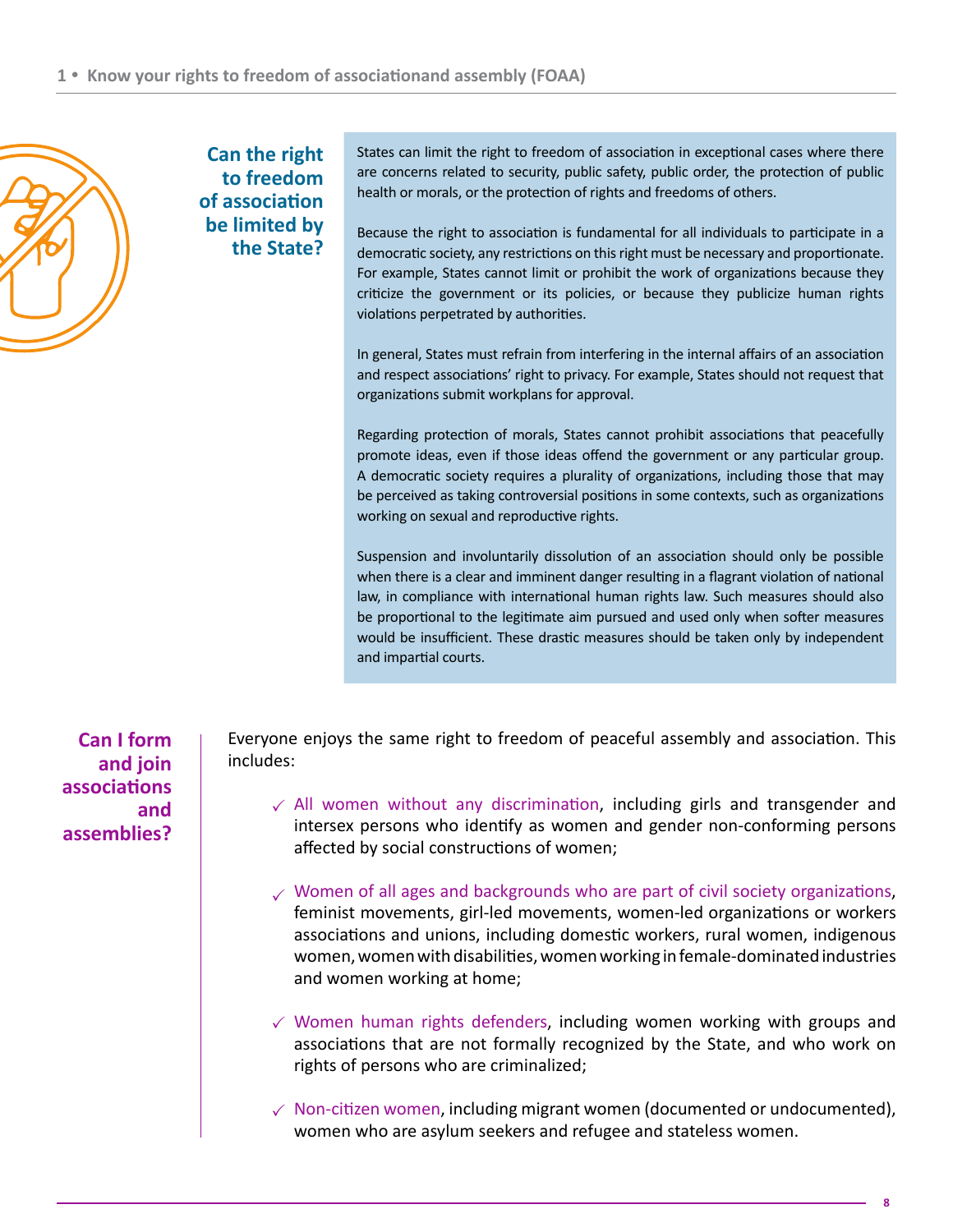### Can the right to freedom of association be limited by the State?

States can limit the right to freedom of association in exceptional cases where there are concerns related to security, public safety, public order, the protection of public health or morals, or the protection of rights and freedoms of others.

Because the right to association is fundamental for all individuals to participate in a democratic society, any restrictions on this right must be necessary and proportionate. For example, States cannot limit or prohibit the work of organizations because they criticize the government or its policies, or because they publicize human rights violations perpetrated by authorities.

In general, States must refrain from interfering in the internal affairs of an association and respect associations' right to privacy. For example, States should not request that organizations submit workplans for approval.

Regarding protection of morals, States cannot prohibit associations that peacefully promote ideas, even if those ideas offend the government or any particular group. A democratic society requires a plurality of organizations, including those that may be perceived as taking controversial positions in some contexts, such as organizations working on sexual and reproductive rights.

Suspension and involuntarily dissolution of an association should only be possible when there is a clear and imminent danger resulting in a flagrant violation of national law, in compliance with international human rights law. Such measures should also be proportional to the legitimate aim pursued and used only when softer measures would be insufficient. These drastic measures should be taken only by independent and impartial courts.

### Can I form and join associations and assemblies?

Everyone enjoys the same right to freedom of peaceful assembly and association. This includes:

- ✓ All women without any discrimination, including girls and transgender and intersex persons who identify as women and gender non-conforming persons affected by social constructions of women;
- ✓ Women of all ages and backgrounds who are part of civil society organizations, feminist movements, girl-led movements, women-led organizations or workers associations and unions, including domestic workers, rural women, indigenous women, women with disabilities, women working in female-dominated industries and women working at home;
- ✓ Women human rights defenders, including women working with groups and associations that are not formally recognized by the State, and who work on rights of persons who are criminalized;
- ✓ Non-citizen women, including migrant women (documented or undocumented), women who are asylum seekers and refugee and stateless women.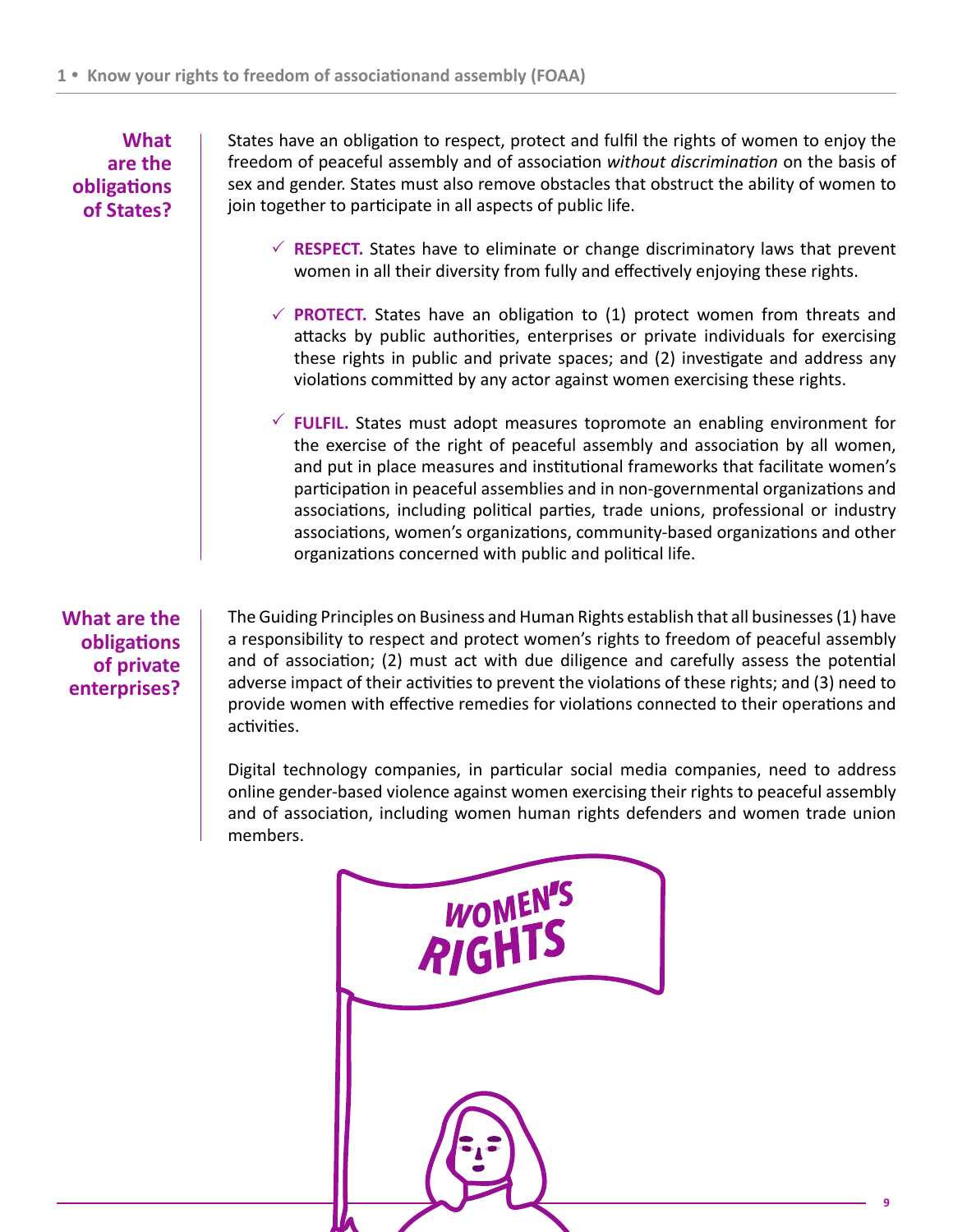## What are the obligations of States?

States have an obligation to respect, protect and fulfil the rights of women to enjoy the freedom of peaceful assembly and of association *without discrimination* on the basis of sex and gender. States must also remove obstacles that obstruct the ability of women to join together to participate in all aspects of public life.

- ✓ **RESPECT.** States have to eliminate or change discriminatory laws that prevent women in all their diversity from fully and effectively enjoying these rights.
- ✓ **PROTECT.** States have an obligation to (1) protect women from threats and attacks by public authorities, enterprises or private individuals for exercising these rights in public and private spaces; and (2) investigate and address any violations committed by any actor against women exercising these rights.
- ✓ **FULFIL.** States must adopt measures topromote an enabling environment for the exercise of the right of peaceful assembly and association by all women, and put in place measures and institutional frameworks that facilitate women's participation in peaceful assemblies and in non-governmental organizations and associations, including political parties, trade unions, professional or industry associations, women's organizations, community-based organizations and other organizations concerned with public and political life.

## What are the obligations of private enterprises?

The Guiding Principles on Business and Human Rights establish that all businesses (1) have a responsibility to respect and protect women's rights to freedom of peaceful assembly and of association; (2) must act with due diligence and carefully assess the potential adverse impact of their activities to prevent the violations of these rights; and (3) need to provide women with effective remedies for violations connected to their operations and activities.

Digital technology companies, in particular social media companies, need to address online gender-based violence against women exercising their rights to peaceful assembly and of association, including women human rights defenders and women trade union members.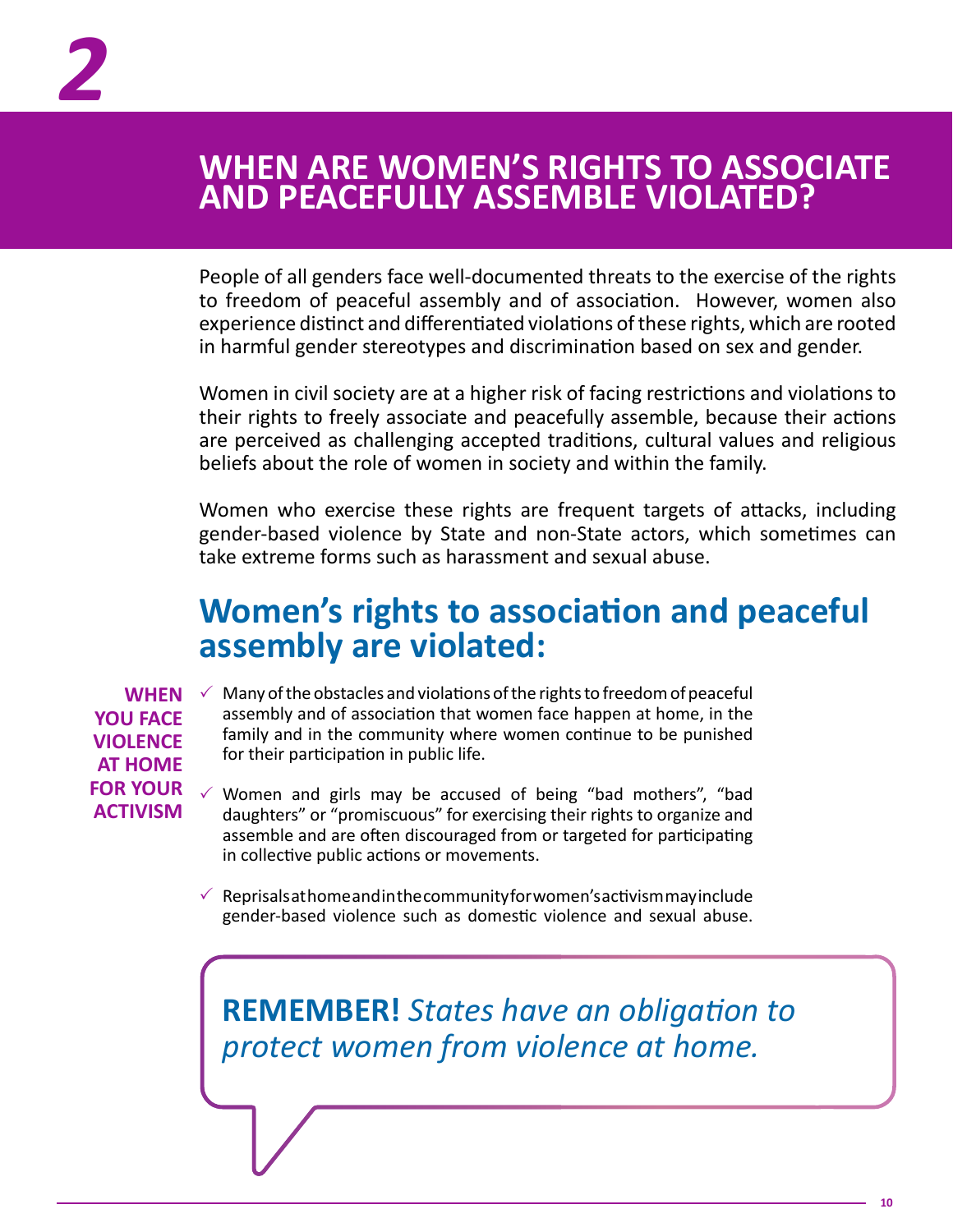# 2

# WHEN ARE WOMEN'S RIGHTS TO ASSOCIATE AND PEACEFULLY ASSEMBLE VIOLATED?

People of all genders face well-documented threats to the exercise of the rights to freedom of peaceful assembly and of association. However, women also experience distinct and differentiated violations of these rights, which are rooted in harmful gender stereotypes and discrimination based on sex and gender.

Women in civil society are at a higher risk of facing restrictions and violations to their rights to freely associate and peacefully assemble, because their actions are perceived as challenging accepted traditions, cultural values and religious beliefs about the role of women in society and within the family.

Women who exercise these rights are frequent targets of attacks, including gender-based violence by State and non-State actors, which sometimes can take extreme forms such as harassment and sexual abuse.

## Women's rights to association and peaceful assembly are violated:

**WHEN YOU FACE VIOLENCE AT HOME FOR YOUR ACTIVISM**

- ✓ Many of the obstacles and violations of the rights to freedom of peaceful assembly and of association that women face happen at home, in the family and in the community where women continue to be punished for their participation in public life.
- ✓ Women and girls may be accused of being "bad mothers", "bad daughters" or "promiscuous" for exercising their rights to organize and assemble and are often discouraged from or targeted for participating in collective public actions or movements.
- ✓ Reprisals at home and in the community for women's activism may include gender-based violence such as domestic violence and sexual abuse.

**REMEMBER!** *States have an obligation to protect women from violence at home.*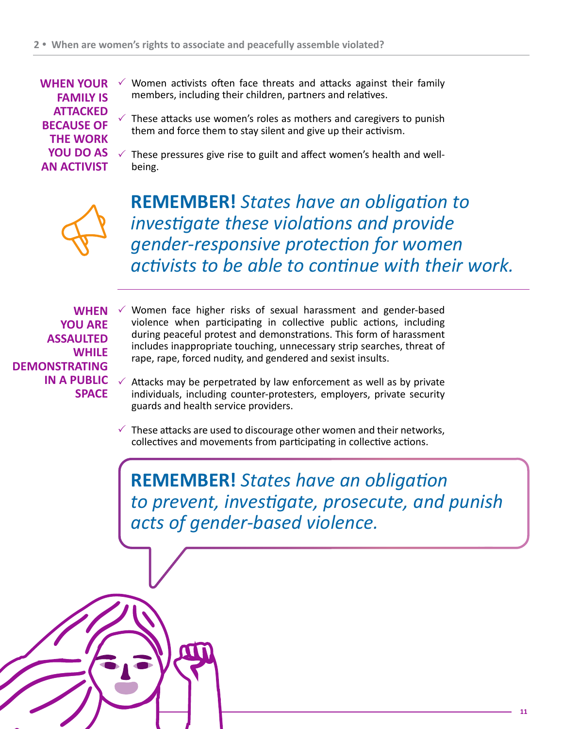### WHEN YOUR FAMILY IS ATTACKED BECAUSE OF THE WORK YOU DO AS AN ACTIVIST

- ✓ Women activists often face threats and attacks against their family members, including their children, partners and relatives.
- ✓ These attacks use women's roles as mothers and caregivers to punish them and force them to stay silent and give up their activism.
- ✓ These pressures give rise to guilt and affect women's health and well-being.

**REMEMBER!** *States have an obligation to investigate these violations and provide gender-responsive protection for women activists to be able to continue with their work.*

### WHEN YOU ARE ASSAULTED WHILE DEMONSTRATING IN A PUBLIC SPACE

- ✓ Women face higher risks of sexual harassment and gender-based violence when participating in collective public actions, including during peaceful protest and demonstrations. This form of harassment includes inappropriate touching, unnecessary strip searches, threat of rape, rape, forced nudity, and gendered and sexist insults.
- ✓ Attacks may be perpetrated by law enforcement as well as by private individuals, including counter-protesters, employers, private security guards and health service providers.
- ✓ These attacks are used to discourage other women and their networks, collectives and movements from participating in collective actions.

**REMEMBER!** *States have an obligation to prevent, investigate, prosecute, and punish acts of gender-based violence.*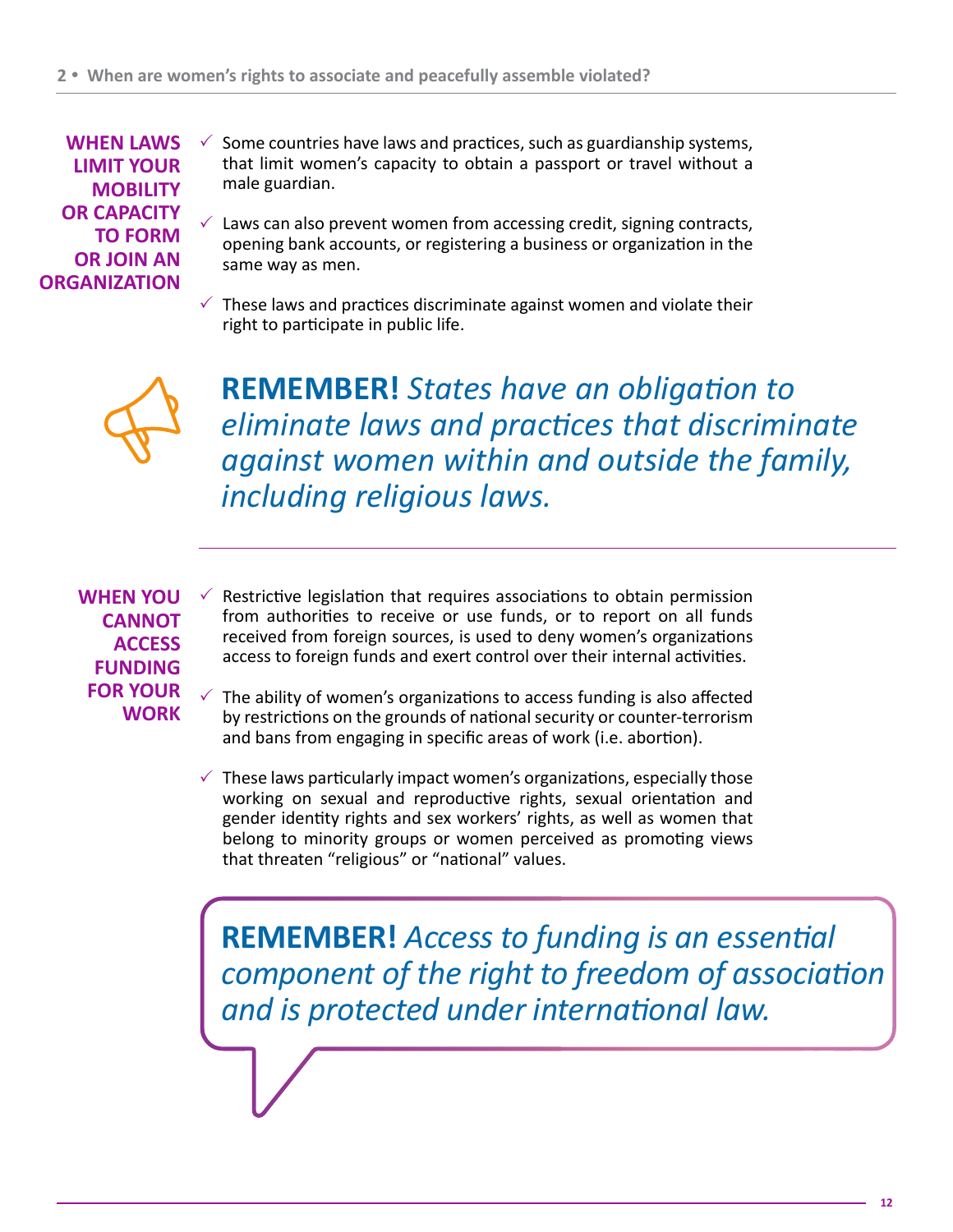**WHEN LAWS LIMIT YOUR MOBILITY OR CAPACITY TO FORM OR JOIN AN ORGANIZATION**

- Some countries have laws and practices, such as guardianship systems, that limit women's capacity to obtain a passport or travel without a male guardian.
- Laws can also prevent women from accessing credit, signing contracts, opening bank accounts, or registering a business or organization in the same way as men.
- These laws and practices discriminate against women and violate their right to participate in public life.

**REMEMBER!** *States have an obligation to eliminate laws and practices that discriminate against women within and outside the family, including religious laws.*

**WHEN YOU CANNOT ACCESS FUNDING FOR YOUR WORK**

- Restrictive legislation that requires associations to obtain permission from authorities to receive or use funds, or to report on all funds received from foreign sources, is used to deny women's organizations access to foreign funds and exert control over their internal activities.
- The ability of women's organizations to access funding is also affected by restrictions on the grounds of national security or counter-terrorism and bans from engaging in specific areas of work (i.e. abortion).
- These laws particularly impact women's organizations, especially those working on sexual and reproductive rights, sexual orientation and gender identity rights and sex workers' rights, as well as women that belong to minority groups or women perceived as promoting views that threaten "religious" or "national" values.

**REMEMBER!** *Access to funding is an essential component of the right to freedom of association and is protected under international law.*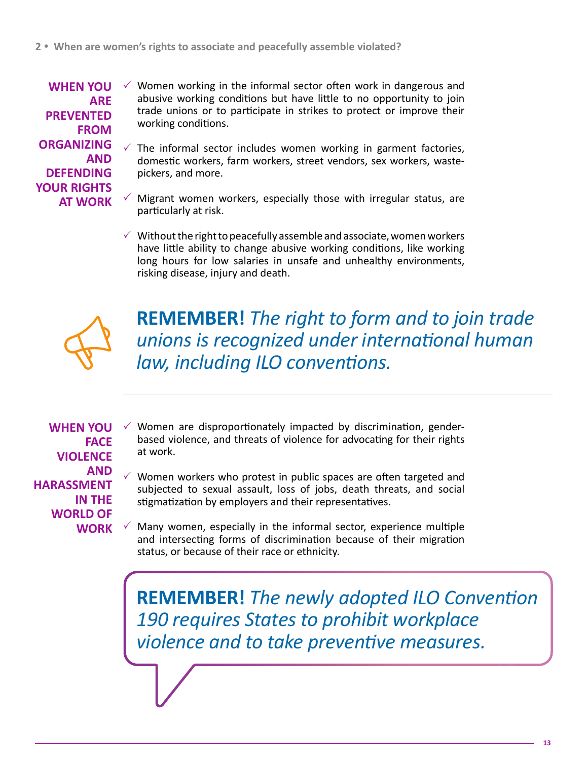**WHEN YOU ARE PREVENTED FROM ORGANIZING AND DEFENDING YOUR RIGHTS AT WORK**

- ✓ Women working in the informal sector often work in dangerous and abusive working conditions but have little to no opportunity to join trade unions or to participate in strikes to protect or improve their working conditions.
- ✓ The informal sector includes women working in garment factories, domestic workers, farm workers, street vendors, sex workers, waste-pickers, and more.
- ✓ Migrant women workers, especially those with irregular status, are particularly at risk.
- ✓ Without the right to peacefully assemble and associate, women workers have little ability to change abusive working conditions, like working long hours for low salaries in unsafe and unhealthy environments, risking disease, injury and death.

**REMEMBER!** *The right to form and to join trade unions is recognized under international human law, including ILO conventions.*

---

**WHEN YOU FACE VIOLENCE AND HARASSMENT IN THE WORLD OF WORK**

- ✓ Women are disproportionately impacted by discrimination, gender-based violence, and threats of violence for advocating for their rights at work.
- ✓ Women workers who protest in public spaces are often targeted and subjected to sexual assault, loss of jobs, death threats, and social stigmatization by employers and their representatives.
- ✓ Many women, especially in the informal sector, experience multiple and intersecting forms of discrimination because of their migration status, or because of their race or ethnicity.

**REMEMBER!** *The newly adopted ILO Convention 190 requires States to prohibit workplace violence and to take preventive measures.*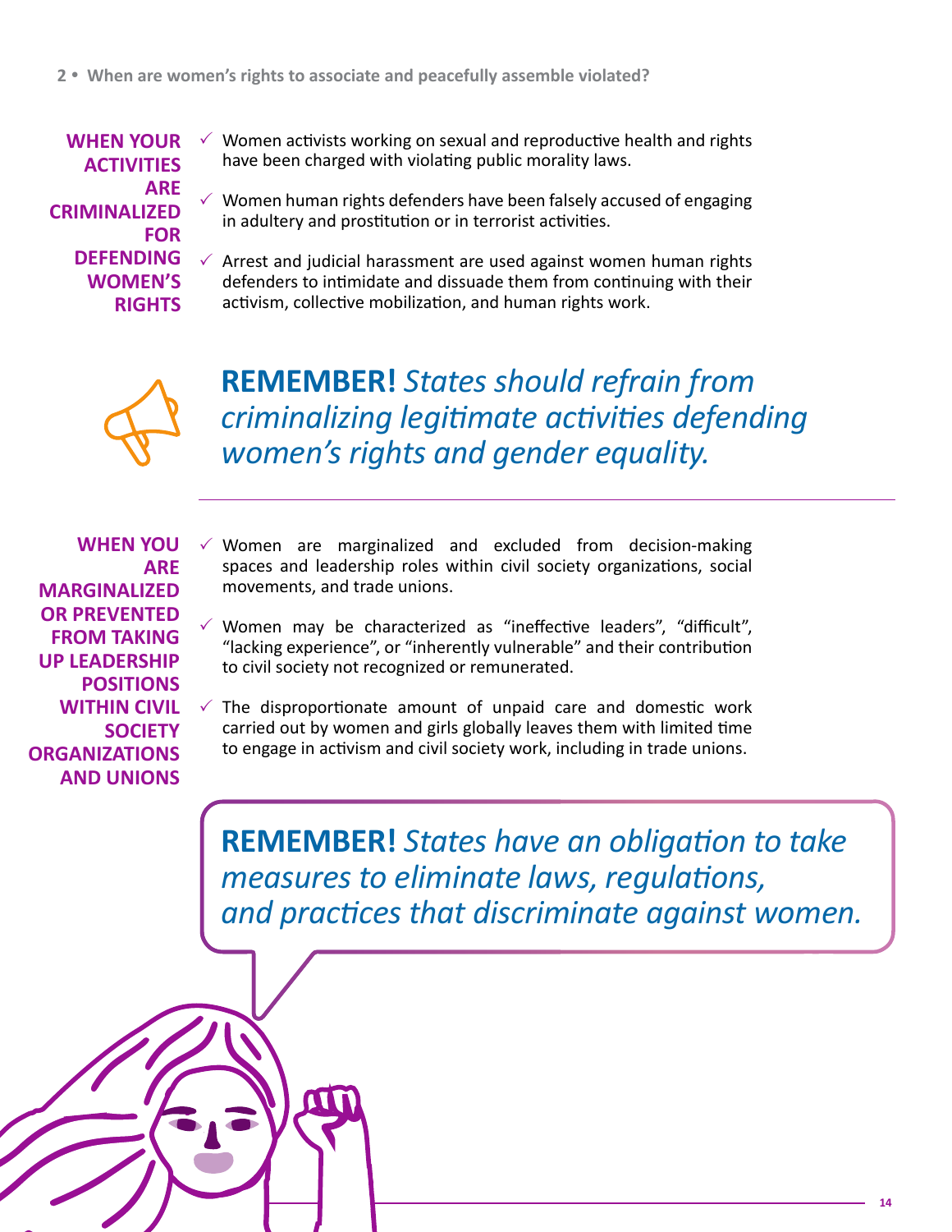## WHEN YOUR ACTIVITIES ARE CRIMINALIZED FOR DEFENDING WOMEN'S RIGHTS

- Women activists working on sexual and reproductive health and rights have been charged with violating public morality laws.
- Women human rights defenders have been falsely accused of engaging in adultery and prostitution or in terrorist activities.
- Arrest and judicial harassment are used against women human rights defenders to intimidate and dissuade them from continuing with their activism, collective mobilization, and human rights work.

**REMEMBER!** *States should refrain from criminalizing legitimate activities defending women's rights and gender equality.*

## WHEN YOU ARE MARGINALIZED OR PREVENTED FROM TAKING UP LEADERSHIP POSITIONS WITHIN CIVIL SOCIETY ORGANIZATIONS AND UNIONS

- Women are marginalized and excluded from decision-making spaces and leadership roles within civil society organizations, social movements, and trade unions.
- Women may be characterized as "ineffective leaders", "difficult", "lacking experience", or "inherently vulnerable" and their contribution to civil society not recognized or remunerated.
- The disproportionate amount of unpaid care and domestic work carried out by women and girls globally leaves them with limited time to engage in activism and civil society work, including in trade unions.

**REMEMBER!** *States have an obligation to take measures to eliminate laws, regulations, and practices that discriminate against women.*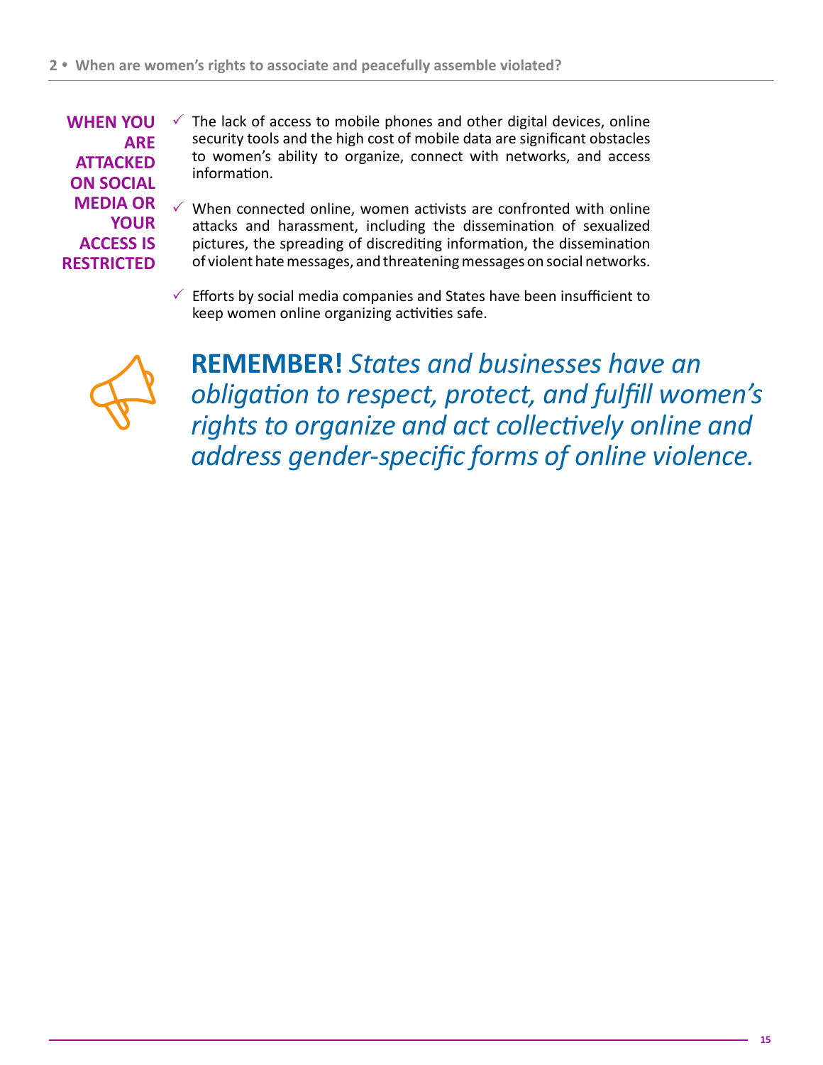### WHEN YOU ARE ATTACKED ON SOCIAL MEDIA OR YOUR ACCESS IS RESTRICTED

- ✓ The lack of access to mobile phones and other digital devices, online security tools and the high cost of mobile data are significant obstacles to women's ability to organize, connect with networks, and access information.
- ✓ When connected online, women activists are confronted with online attacks and harassment, including the dissemination of sexualized pictures, the spreading of discrediting information, the dissemination of violent hate messages, and threatening messages on social networks.
- ✓ Efforts by social media companies and States have been insufficient to keep women online organizing activities safe.

**REMEMBER!** *States and businesses have an obligation to respect, protect, and fulfill women's rights to organize and act collectively online and address gender-specific forms of online violence.*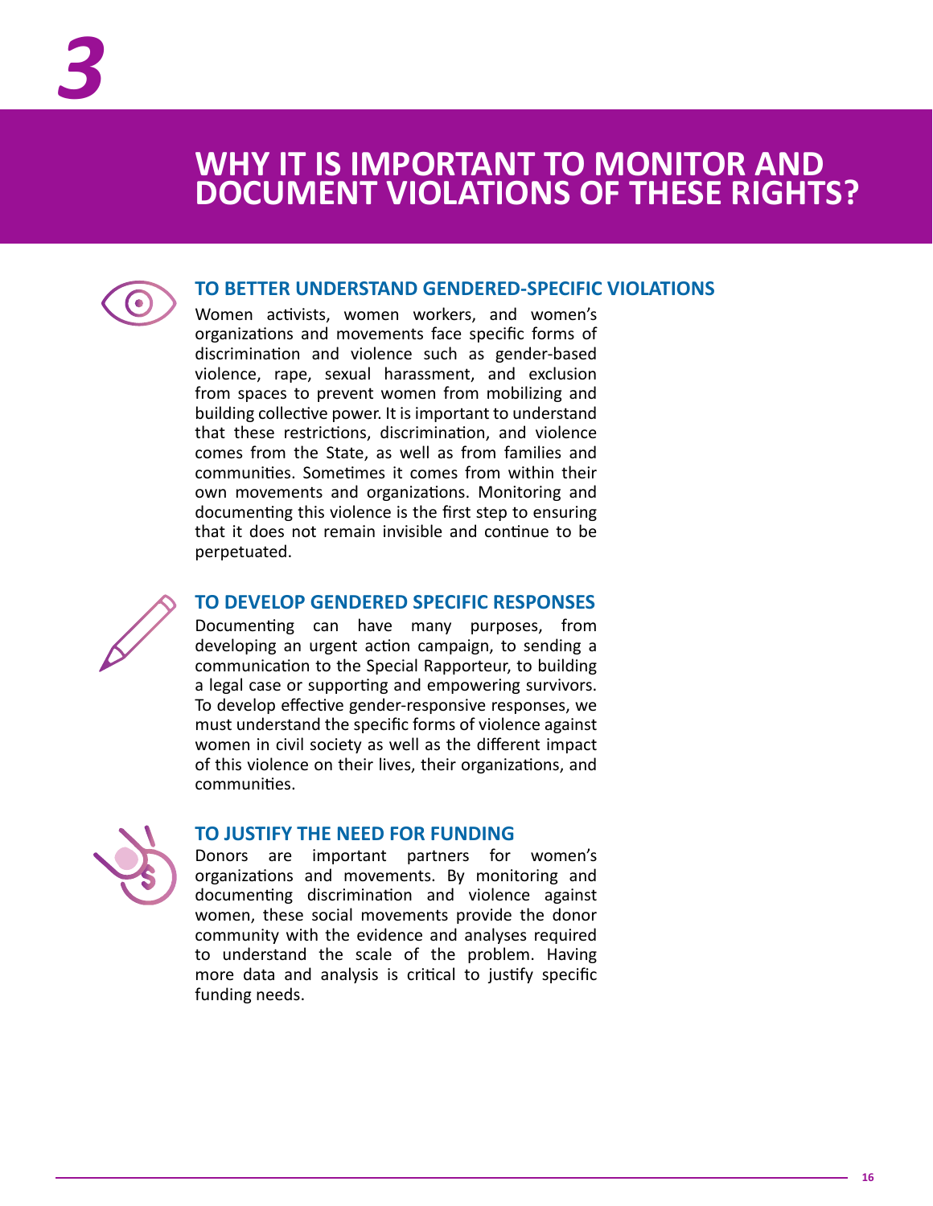# 3

# WHY IT IS IMPORTANT TO MONITOR AND DOCUMENT VIOLATIONS OF THESE RIGHTS?

## TO BETTER UNDERSTAND GENDERED-SPECIFIC VIOLATIONS

Women activists, women workers, and women's organizations and movements face specific forms of discrimination and violence such as gender-based violence, rape, sexual harassment, and exclusion from spaces to prevent women from mobilizing and building collective power. It is important to understand that these restrictions, discrimination, and violence comes from the State, as well as from families and communities. Sometimes it comes from within their own movements and organizations. Monitoring and documenting this violence is the first step to ensuring that it does not remain invisible and continue to be perpetuated.

## TO DEVELOP GENDERED SPECIFIC RESPONSES

Documenting can have many purposes, from developing an urgent action campaign, to sending a communication to the Special Rapporteur, to building a legal case or supporting and empowering survivors. To develop effective gender-responsive responses, we must understand the specific forms of violence against women in civil society as well as the different impact of this violence on their lives, their organizations, and communities.

## TO JUSTIFY THE NEED FOR FUNDING

Donors are important partners for women's organizations and movements. By monitoring and documenting discrimination and violence against women, these social movements provide the donor community with the evidence and analyses required to understand the scale of the problem. Having more data and analysis is critical to justify specific funding needs.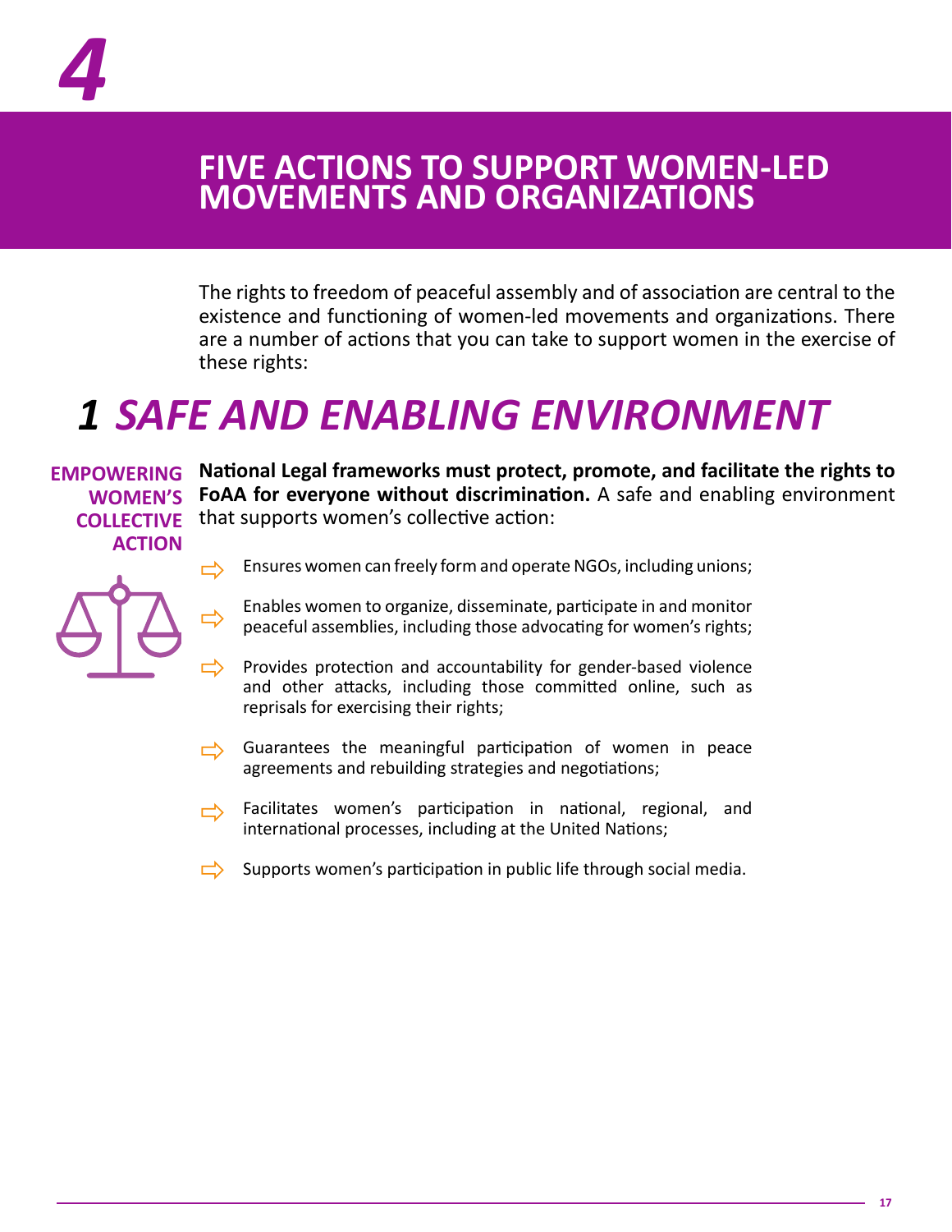# 4

# FIVE ACTIONS TO SUPPORT WOMEN-LED MOVEMENTS AND ORGANIZATIONS

The rights to freedom of peaceful assembly and of association are central to the existence and functioning of women-led movements and organizations. There are a number of actions that you can take to support women in the exercise of these rights:

## 1 *SAFE AND ENABLING ENVIRONMENT*

**EMPOWERING WOMEN'S COLLECTIVE ACTION**

**National Legal frameworks must protect, promote, and facilitate the rights to FoAA for everyone without discrimination.** A safe and enabling environment that supports women's collective action:

- Ensures women can freely form and operate NGOs, including unions;
- Enables women to organize, disseminate, participate in and monitor peaceful assemblies, including those advocating for women's rights;
- Provides protection and accountability for gender-based violence and other attacks, including those committed online, such as reprisals for exercising their rights;
- Guarantees the meaningful participation of women in peace agreements and rebuilding strategies and negotiations;
- Facilitates women's participation in national, regional, and international processes, including at the United Nations;
- Supports women's participation in public life through social media.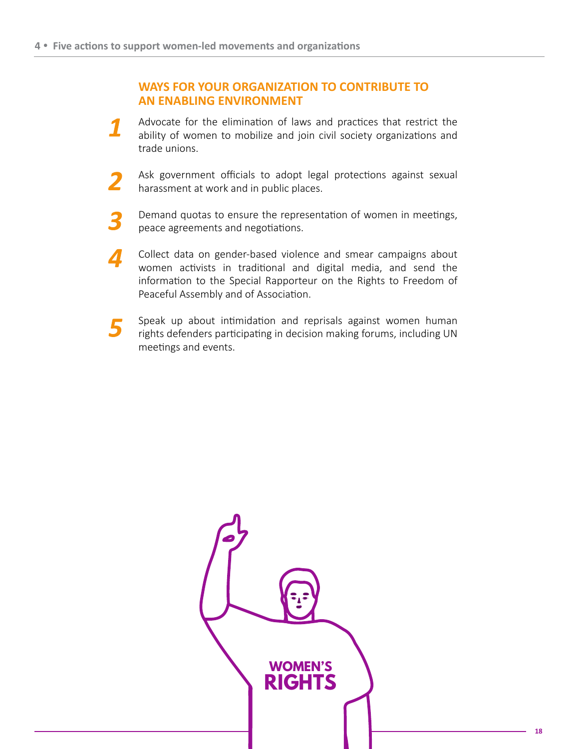## WAYS FOR YOUR ORGANIZATION TO CONTRIBUTE TO AN ENABLING ENVIRONMENT

1. Advocate for the elimination of laws and practices that restrict the ability of women to mobilize and join civil society organizations and trade unions.

2. Ask government officials to adopt legal protections against sexual harassment at work and in public places.

3. Demand quotas to ensure the representation of women in meetings, peace agreements and negotiations.

4. Collect data on gender-based violence and smear campaigns about women activists in traditional and digital media, and send the information to the Special Rapporteur on the Rights to Freedom of Peaceful Assembly and of Association.

5. Speak up about intimidation and reprisals against women human rights defenders participating in decision making forums, including UN meetings and events.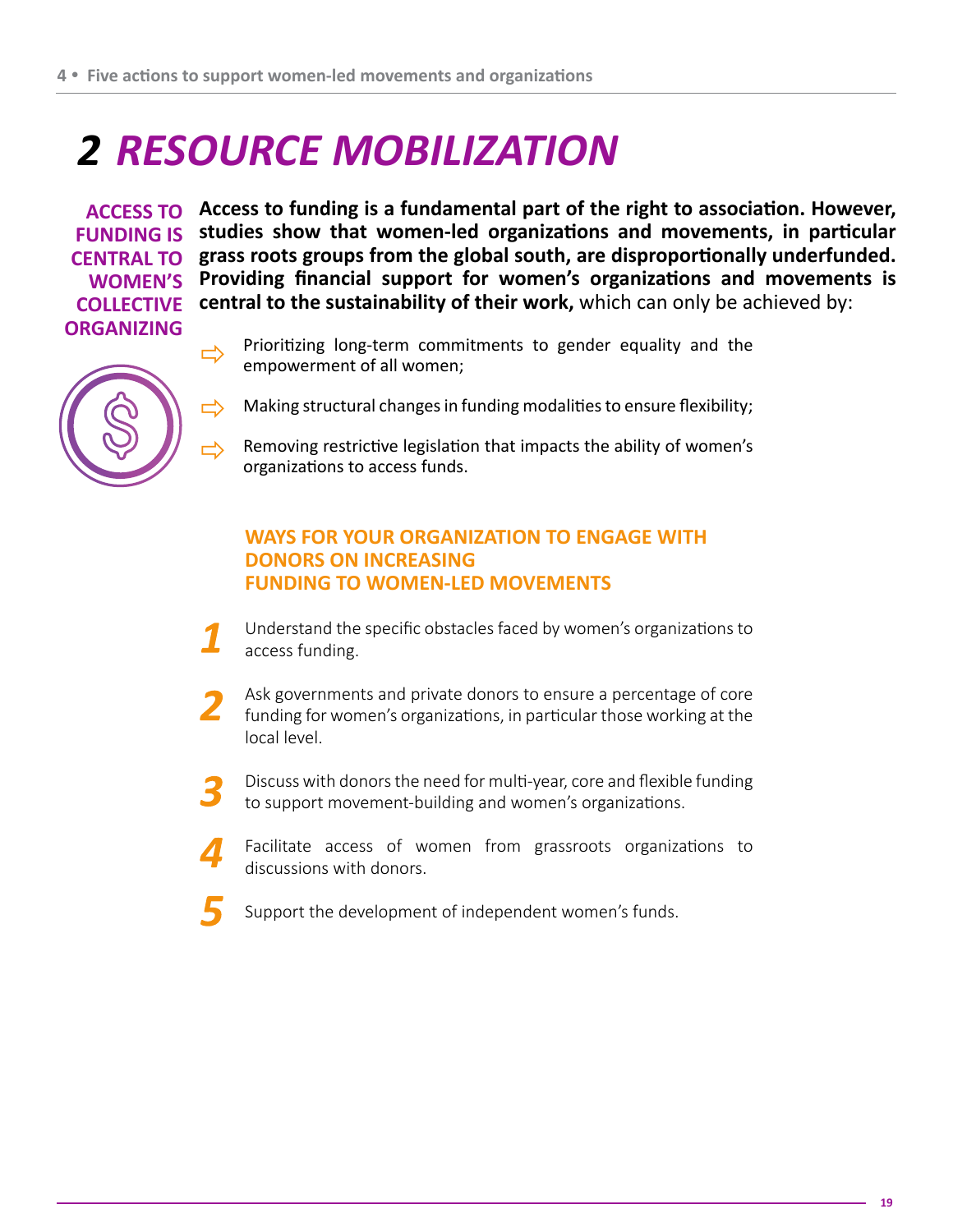# 2 *RESOURCE MOBILIZATION*

**ACCESS TO FUNDING IS CENTRAL TO WOMEN'S COLLECTIVE ORGANIZING**

**Access to funding is a fundamental part of the right to association. However, studies show that women-led organizations and movements, in particular grass roots groups from the global south, are disproportionally underfunded. Providing financial support for women's organizations and movements is central to the sustainability of their work,** which can only be achieved by:

- Prioritizing long-term commitments to gender equality and the empowerment of all women;
- Making structural changes in funding modalities to ensure flexibility;
- Removing restrictive legislation that impacts the ability of women's organizations to access funds.

### WAYS FOR YOUR ORGANIZATION TO ENGAGE WITH DONORS ON INCREASING FUNDING TO WOMEN-LED MOVEMENTS

1. Understand the specific obstacles faced by women's organizations to access funding.
2. Ask governments and private donors to ensure a percentage of core funding for women's organizations, in particular those working at the local level.
3. Discuss with donors the need for multi-year, core and flexible funding to support movement-building and women's organizations.
4. Facilitate access of women from grassroots organizations to discussions with donors.
5. Support the development of independent women's funds.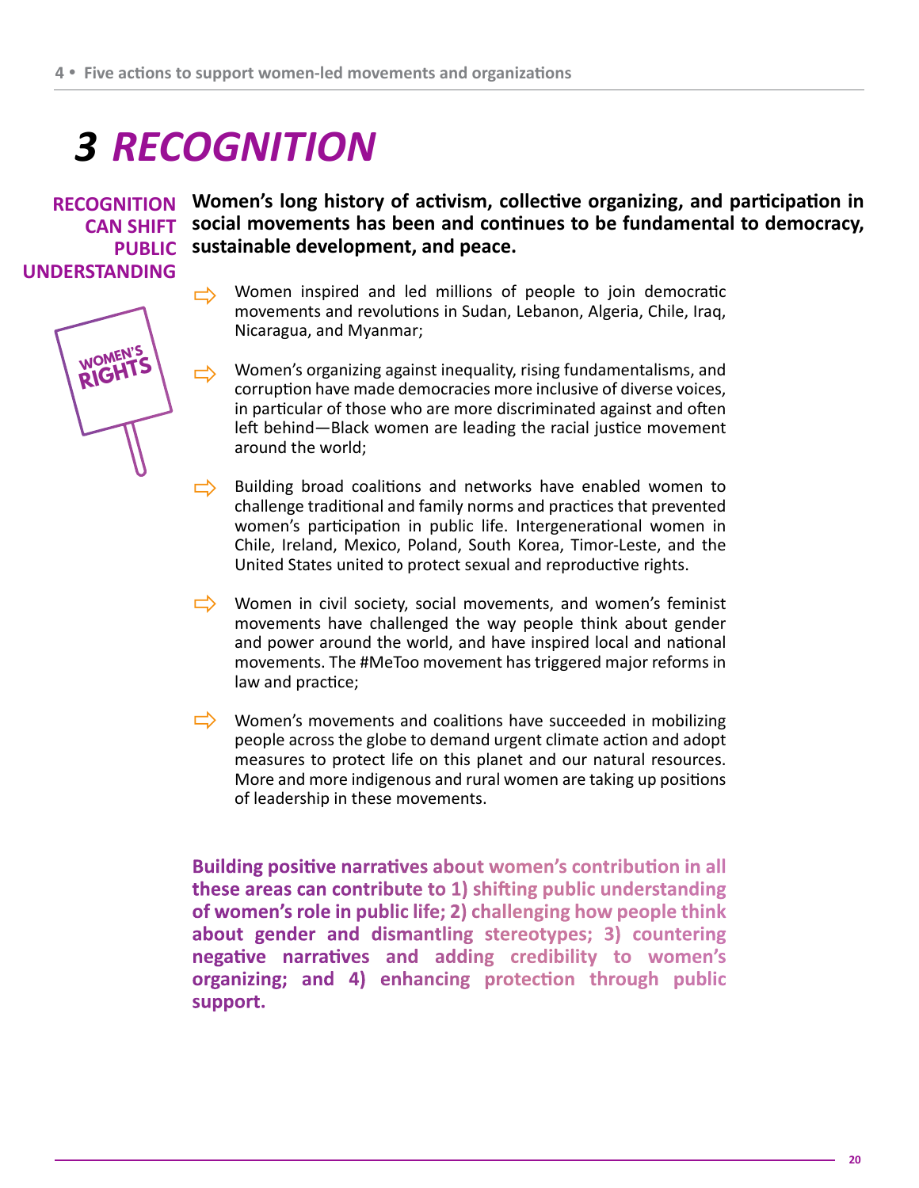# 3 RECOGNITION

**RECOGNITION CAN SHIFT PUBLIC UNDERSTANDING**

**Women's long history of activism, collective organizing, and participation in social movements has been and continues to be fundamental to democracy, sustainable development, and peace.**

- Women inspired and led millions of people to join democratic movements and revolutions in Sudan, Lebanon, Algeria, Chile, Iraq, Nicaragua, and Myanmar;
- Women's organizing against inequality, rising fundamentalisms, and corruption have made democracies more inclusive of diverse voices, in particular of those who are more discriminated against and often left behind—Black women are leading the racial justice movement around the world;
- Building broad coalitions and networks have enabled women to challenge traditional and family norms and practices that prevented women's participation in public life. Intergenerational women in Chile, Ireland, Mexico, Poland, South Korea, Timor-Leste, and the United States united to protect sexual and reproductive rights.
- Women in civil society, social movements, and women's feminist movements have challenged the way people think about gender and power around the world, and have inspired local and national movements. The #MeToo movement has triggered major reforms in law and practice;
- Women's movements and coalitions have succeeded in mobilizing people across the globe to demand urgent climate action and adopt measures to protect life on this planet and our natural resources. More and more indigenous and rural women are taking up positions of leadership in these movements.

**Building positive narratives about women's contribution in all these areas can contribute to 1) shifting public understanding of women's role in public life; 2) challenging how people think about gender and dismantling stereotypes; 3) countering negative narratives and adding credibility to women's organizing; and 4) enhancing protection through public support.**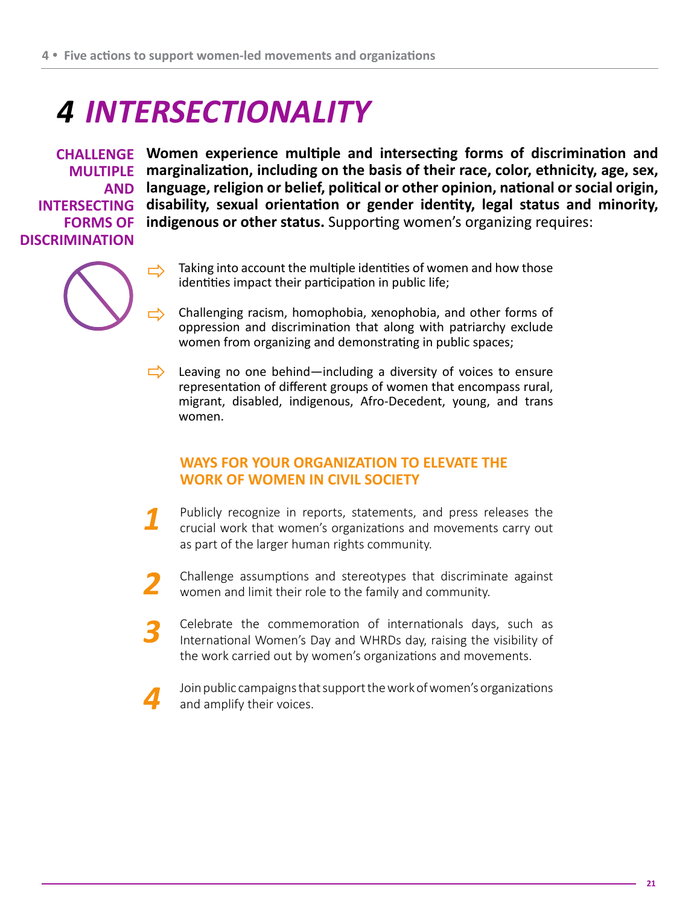# 4 *INTERSECTIONALITY*

**CHALLENGE MULTIPLE AND INTERSECTING FORMS OF DISCRIMINATION**

**Women experience multiple and intersecting forms of discrimination and marginalization, including on the basis of their race, color, ethnicity, age, sex, language, religion or belief, political or other opinion, national or social origin, disability, sexual orientation or gender identity, legal status and minority, indigenous or other status.** Supporting women's organizing requires:

- Taking into account the multiple identities of women and how those identities impact their participation in public life;
- Challenging racism, homophobia, xenophobia, and other forms of oppression and discrimination that along with patriarchy exclude women from organizing and demonstrating in public spaces;
- Leaving no one behind—including a diversity of voices to ensure representation of different groups of women that encompass rural, migrant, disabled, indigenous, Afro-Decedent, young, and trans women.

## WAYS FOR YOUR ORGANIZATION TO ELEVATE THE WORK OF WOMEN IN CIVIL SOCIETY

1. Publicly recognize in reports, statements, and press releases the crucial work that women's organizations and movements carry out as part of the larger human rights community.
2. Challenge assumptions and stereotypes that discriminate against women and limit their role to the family and community.
3. Celebrate the commemoration of internationals days, such as International Women's Day and WHRDs day, raising the visibility of the work carried out by women's organizations and movements.
4. Join public campaigns that support the work of women's organizations and amplify their voices.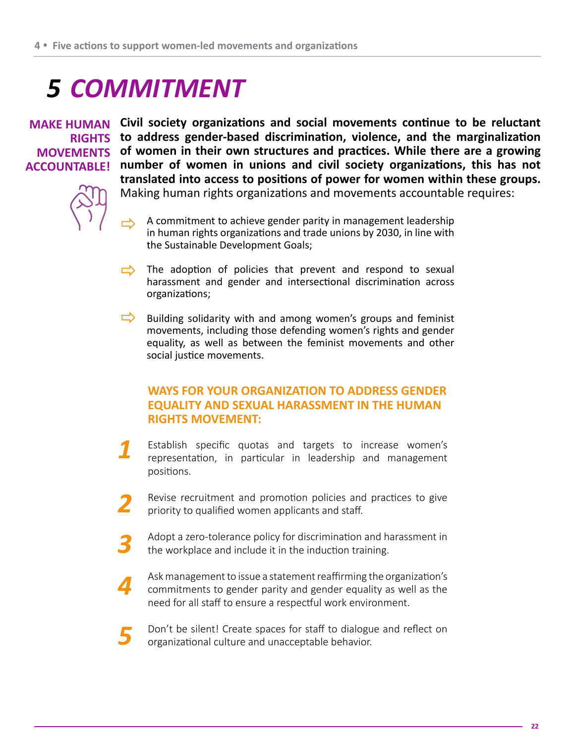# 5 *COMMITMENT*

**MAKE HUMAN RIGHTS MOVEMENTS ACCOUNTABLE!**

**Civil society organizations and social movements continue to be reluctant to address gender-based discrimination, violence, and the marginalization of women in their own structures and practices. While there are a growing number of women in unions and civil society organizations, this has not translated into access to positions of power for women within these groups.** Making human rights organizations and movements accountable requires:

- A commitment to achieve gender parity in management leadership in human rights organizations and trade unions by 2030, in line with the Sustainable Development Goals;
- The adoption of policies that prevent and respond to sexual harassment and gender and intersectional discrimination across organizations;
- Building solidarity with and among women's groups and feminist movements, including those defending women's rights and gender equality, as well as between the feminist movements and other social justice movements.

### WAYS FOR YOUR ORGANIZATION TO ADDRESS GENDER EQUALITY AND SEXUAL HARASSMENT IN THE HUMAN RIGHTS MOVEMENT:

1. Establish specific quotas and targets to increase women's representation, in particular in leadership and management positions.
2. Revise recruitment and promotion policies and practices to give priority to qualified women applicants and staff.
3. Adopt a zero-tolerance policy for discrimination and harassment in the workplace and include it in the induction training.
4. Ask management to issue a statement reaffirming the organization's commitments to gender parity and gender equality as well as the need for all staff to ensure a respectful work environment.
5. Don't be silent! Create spaces for staff to dialogue and reflect on organizational culture and unacceptable behavior.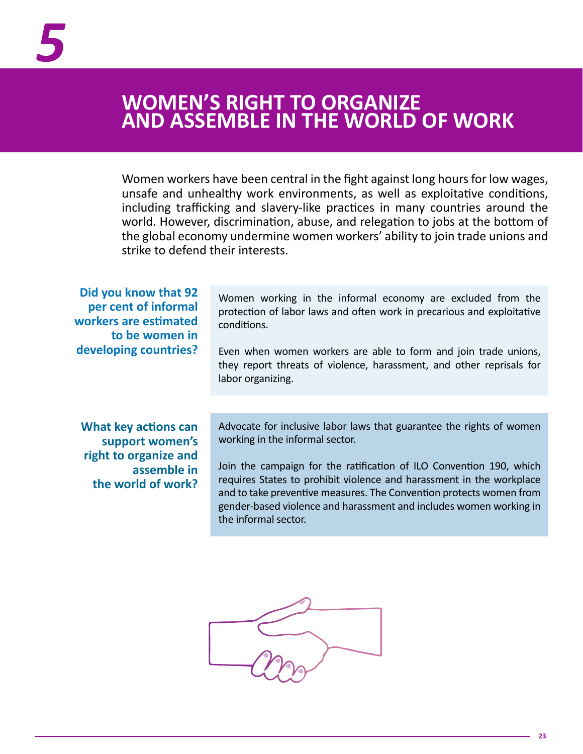# 5

# WOMEN'S RIGHT TO ORGANIZE AND ASSEMBLE IN THE WORLD OF WORK

Women workers have been central in the fight against long hours for low wages, unsafe and unhealthy work environments, as well as exploitative conditions, including trafficking and slavery-like practices in many countries around the world. However, discrimination, abuse, and relegation to jobs at the bottom of the global economy undermine women workers' ability to join trade unions and strike to defend their interests.

**Did you know that 92 per cent of informal workers are estimated to be women in developing countries?**

Women working in the informal economy are excluded from the protection of labor laws and often work in precarious and exploitative conditions.

Even when women workers are able to form and join trade unions, they report threats of violence, harassment, and other reprisals for labor organizing.

**What key actions can support women's right to organize and assemble in the world of work?**

Advocate for inclusive labor laws that guarantee the rights of women working in the informal sector.

Join the campaign for the ratification of ILO Convention 190, which requires States to prohibit violence and harassment in the workplace and to take preventive measures. The Convention protects women from gender-based violence and harassment and includes women working in the informal sector.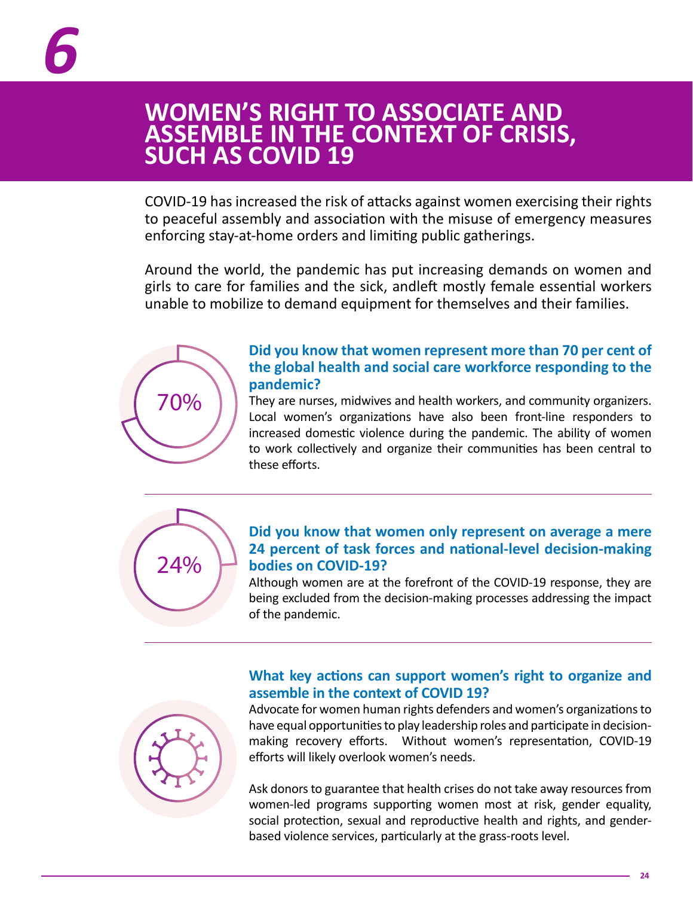# 6

## WOMEN'S RIGHT TO ASSOCIATE AND ASSEMBLE IN THE CONTEXT OF CRISIS, SUCH AS COVID 19

COVID-19 has increased the risk of attacks against women exercising their rights to peaceful assembly and association with the misuse of emergency measures enforcing stay-at-home orders and limiting public gatherings.

Around the world, the pandemic has put increasing demands on women and girls to care for families and the sick, andleft mostly female essential workers unable to mobilize to demand equipment for themselves and their families.

70%

### Did you know that women represent more than 70 per cent of the global health and social care workforce responding to the pandemic?

They are nurses, midwives and health workers, and community organizers. Local women's organizations have also been front-line responders to increased domestic violence during the pandemic. The ability of women to work collectively and organize their communities has been central to these efforts.

24%

### Did you know that women only represent on average a mere 24 percent of task forces and national-level decision-making bodies on COVID-19?

Although women are at the forefront of the COVID-19 response, they are being excluded from the decision-making processes addressing the impact of the pandemic.

### What key actions can support women's right to organize and assemble in the context of COVID 19?

Advocate for women human rights defenders and women's organizations to have equal opportunities to play leadership roles and participate in decision-making recovery efforts. Without women's representation, COVID-19 efforts will likely overlook women's needs.

Ask donors to guarantee that health crises do not take away resources from women-led programs supporting women most at risk, gender equality, social protection, sexual and reproductive health and rights, and gender-based violence services, particularly at the grass-roots level.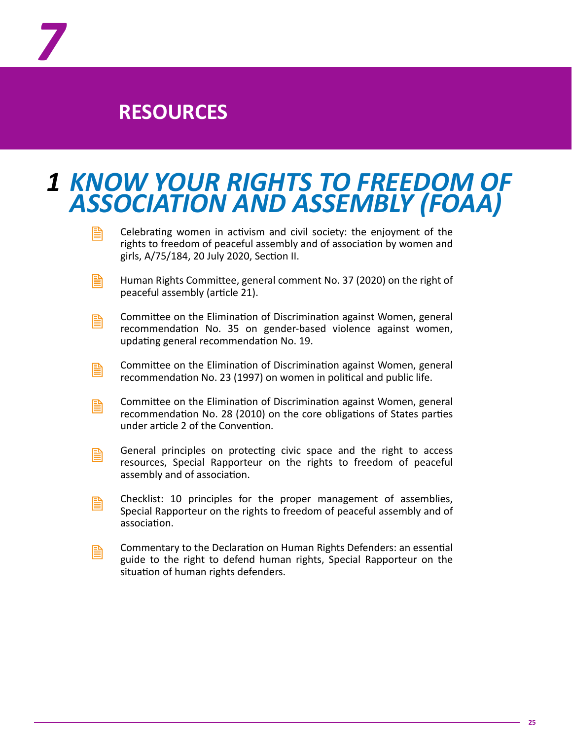# 7

# RESOURCES

## 1 *KNOW YOUR RIGHTS TO FREEDOM OF ASSOCIATION AND ASSEMBLY (FOAA)*

- Celebrating women in activism and civil society: the enjoyment of the rights to freedom of peaceful assembly and of association by women and girls, A/75/184, 20 July 2020, Section II.
- Human Rights Committee, general comment No. 37 (2020) on the right of peaceful assembly (article 21).
- Committee on the Elimination of Discrimination against Women, general recommendation No. 35 on gender-based violence against women, updating general recommendation No. 19.
- Committee on the Elimination of Discrimination against Women, general recommendation No. 23 (1997) on women in political and public life.
- Committee on the Elimination of Discrimination against Women, general recommendation No. 28 (2010) on the core obligations of States parties under article 2 of the Convention.
- General principles on protecting civic space and the right to access resources, Special Rapporteur on the rights to freedom of peaceful assembly and of association.
- Checklist: 10 principles for the proper management of assemblies, Special Rapporteur on the rights to freedom of peaceful assembly and of association.
- Commentary to the Declaration on Human Rights Defenders: an essential guide to the right to defend human rights, Special Rapporteur on the situation of human rights defenders.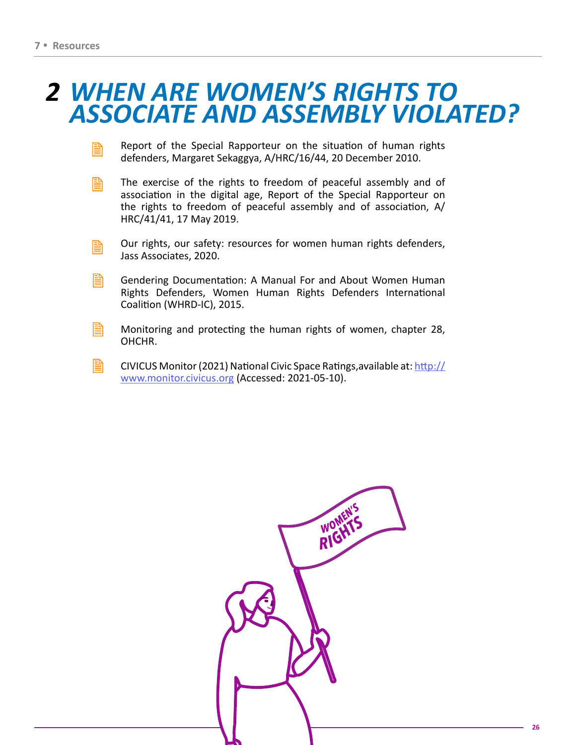# 2 WHEN ARE WOMEN'S RIGHTS TO ASSOCIATE AND ASSEMBLY VIOLATED?

- Report of the Special Rapporteur on the situation of human rights defenders, Margaret Sekaggya, A/HRC/16/44, 20 December 2010.
- The exercise of the rights to freedom of peaceful assembly and of association in the digital age, Report of the Special Rapporteur on the rights to freedom of peaceful assembly and of association, A/HRC/41/41, 17 May 2019.
- Our rights, our safety: resources for women human rights defenders, Jass Associates, 2020.
- Gendering Documentation: A Manual For and About Women Human Rights Defenders, Women Human Rights Defenders International Coalition (WHRD-IC), 2015.
- Monitoring and protecting the human rights of women, chapter 28, OHCHR.
- CIVICUS Monitor (2021) National Civic Space Ratings,available at: [http://www.monitor.civicus.org](http://www.monitor.civicus.org) (Accessed: 2021-05-10).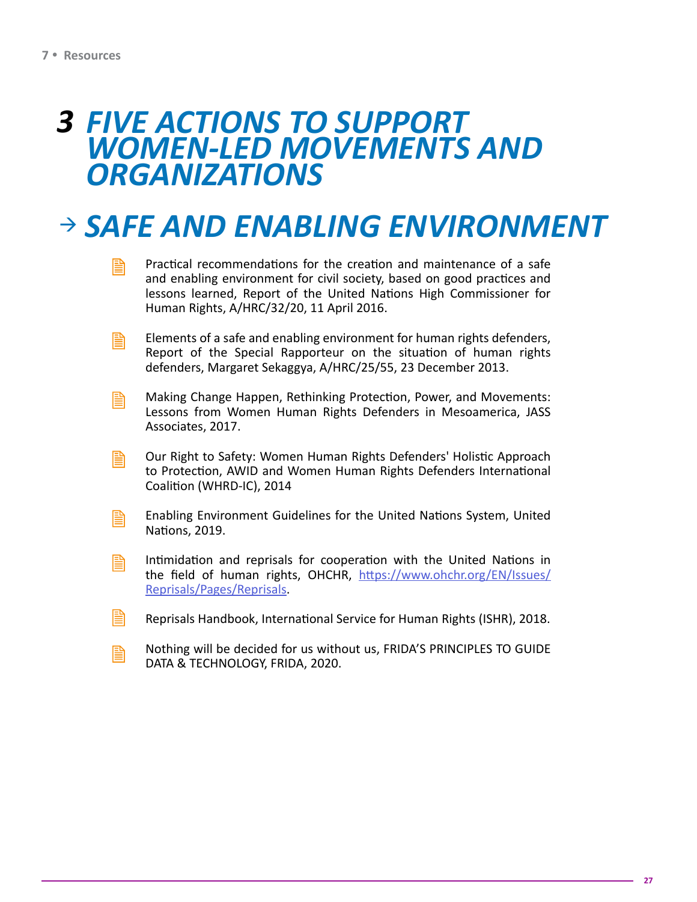# 3 FIVE ACTIONS TO SUPPORT WOMEN-LED MOVEMENTS AND ORGANIZATIONS

## → SAFE AND ENABLING ENVIRONMENT

- Practical recommendations for the creation and maintenance of a safe and enabling environment for civil society, based on good practices and lessons learned, Report of the United Nations High Commissioner for Human Rights, A/HRC/32/20, 11 April 2016.

- Elements of a safe and enabling environment for human rights defenders, Report of the Special Rapporteur on the situation of human rights defenders, Margaret Sekaggya, A/HRC/25/55, 23 December 2013.

- Making Change Happen, Rethinking Protection, Power, and Movements: Lessons from Women Human Rights Defenders in Mesoamerica, JASS Associates, 2017.

- Our Right to Safety: Women Human Rights Defenders' Holistic Approach to Protection, AWID and Women Human Rights Defenders International Coalition (WHRD-IC), 2014

- Enabling Environment Guidelines for the United Nations System, United Nations, 2019.

- Intimidation and reprisals for cooperation with the United Nations in the field of human rights, OHCHR, [https://www.ohchr.org/EN/Issues/Reprisals/Pages/Reprisals](https://www.ohchr.org/EN/Issues/Reprisals/Pages/Reprisals).

- Reprisals Handbook, International Service for Human Rights (ISHR), 2018.

- Nothing will be decided for us without us, FRIDA'S PRINCIPLES TO GUIDE DATA & TECHNOLOGY, FRIDA, 2020.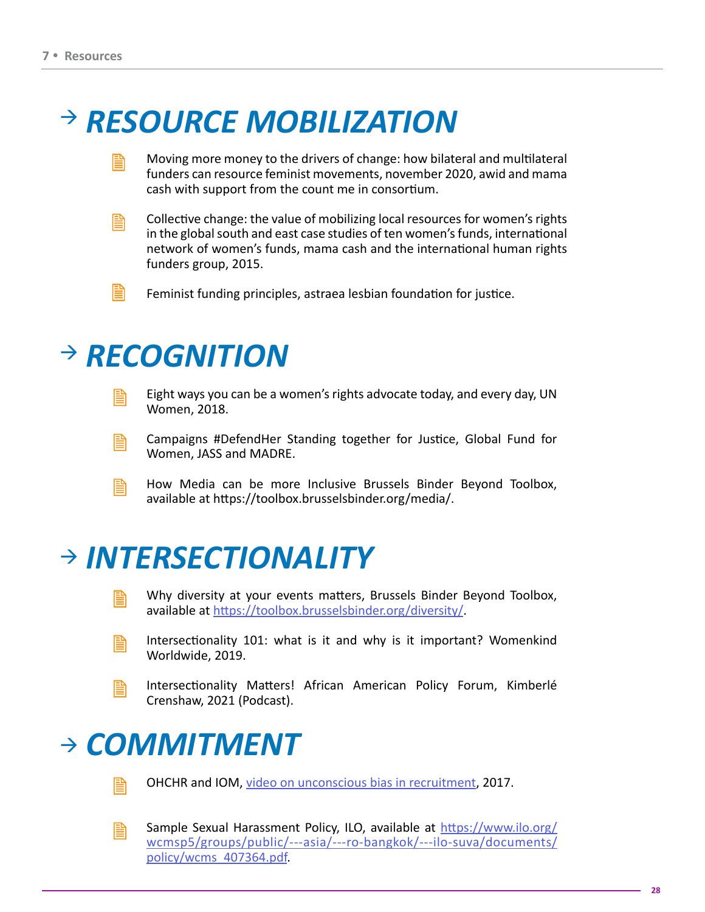# → RESOURCE MOBILIZATION

- Moving more money to the drivers of change: how bilateral and multilateral funders can resource feminist movements, november 2020, awid and mama cash with support from the count me in consortium.
- Collective change: the value of mobilizing local resources for women's rights in the global south and east case studies of ten women's funds, international network of women's funds, mama cash and the international human rights funders group, 2015.
- Feminist funding principles, astraea lesbian foundation for justice.

# → RECOGNITION

- Eight ways you can be a women's rights advocate today, and every day, UN Women, 2018.
- Campaigns #DefendHer Standing together for Justice, Global Fund for Women, JASS and MADRE.
- How Media can be more Inclusive Brussels Binder Beyond Toolbox, available at https://toolbox.brusselsbinder.org/media/.

# → INTERSECTIONALITY

- Why diversity at your events matters, Brussels Binder Beyond Toolbox, available at [https://toolbox.brusselsbinder.org/diversity/](https://toolbox.brusselsbinder.org/diversity/).
- Intersectionality 101: what is it and why is it important? Womenkind Worldwide, 2019.
- Intersectionality Matters! African American Policy Forum, Kimberlé Crenshaw, 2021 (Podcast).

# → COMMITMENT

- OHCHR and IOM, video on unconscious bias in recruitment, 2017.
- Sample Sexual Harassment Policy, ILO, available at [https://www.ilo.org/wcmsp5/groups/public/---asia/---ro-bangkok/---ilo-suva/documents/policy/wcms_407364.pdf](https://www.ilo.org/wcmsp5/groups/public/---asia/---ro-bangkok/---ilo-suva/documents/policy/wcms_407364.pdf).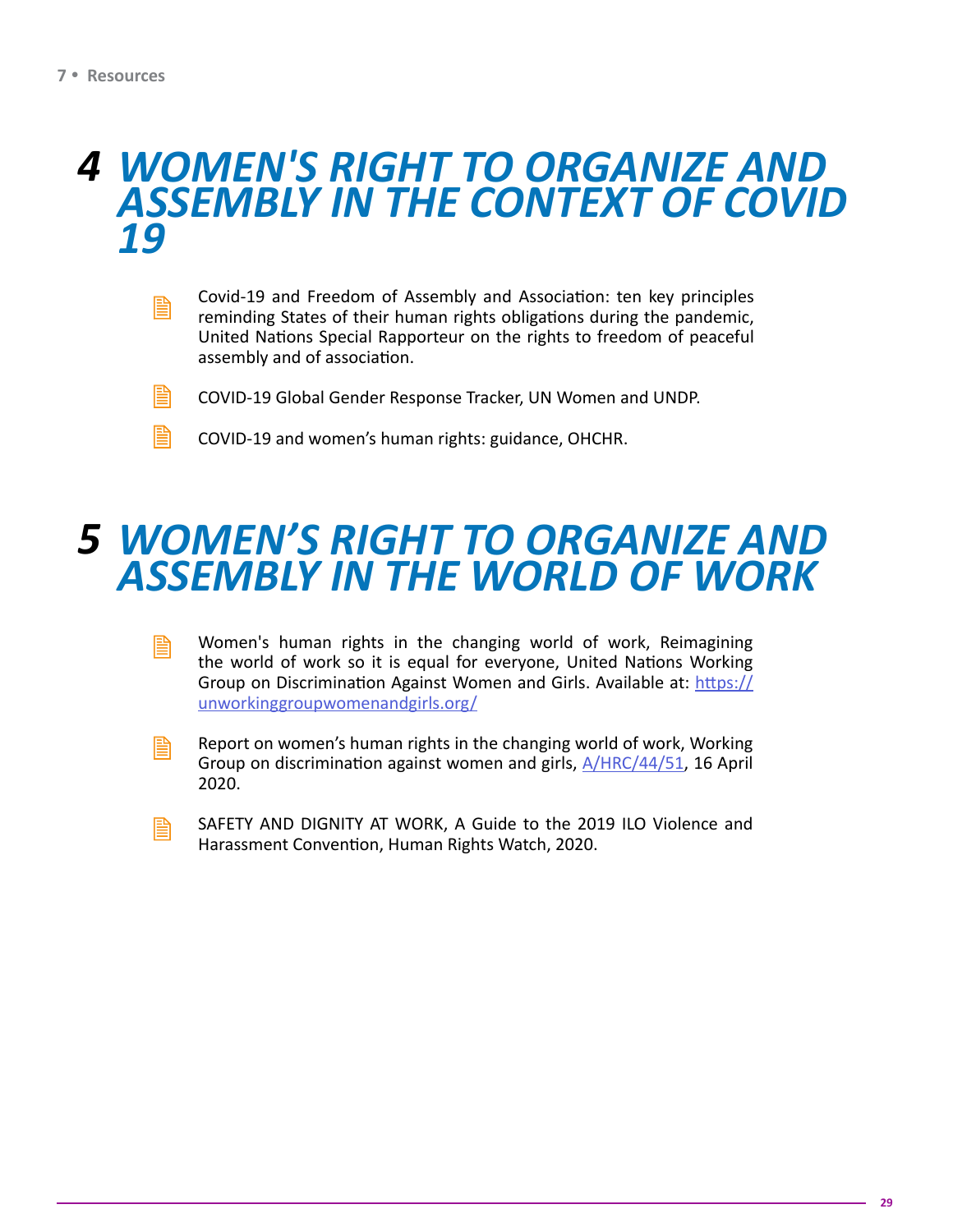# 4 WOMEN'S RIGHT TO ORGANIZE AND ASSEMBLY IN THE CONTEXT OF COVID 19

- Covid-19 and Freedom of Assembly and Association: ten key principles reminding States of their human rights obligations during the pandemic, United Nations Special Rapporteur on the rights to freedom of peaceful assembly and of association.
- COVID-19 Global Gender Response Tracker, UN Women and UNDP.
- COVID-19 and women's human rights: guidance, OHCHR.

# 5 WOMEN'S RIGHT TO ORGANIZE AND ASSEMBLY IN THE WORLD OF WORK

- Women's human rights in the changing world of work, Reimagining the world of work so it is equal for everyone, United Nations Working Group on Discrimination Against Women and Girls. Available at: https://unworkinggroupwomenandgirls.org/
- Report on women's human rights in the changing world of work, Working Group on discrimination against women and girls, A/HRC/44/51, 16 April 2020.
- SAFETY AND DIGNITY AT WORK, A Guide to the 2019 ILO Violence and Harassment Convention, Human Rights Watch, 2020.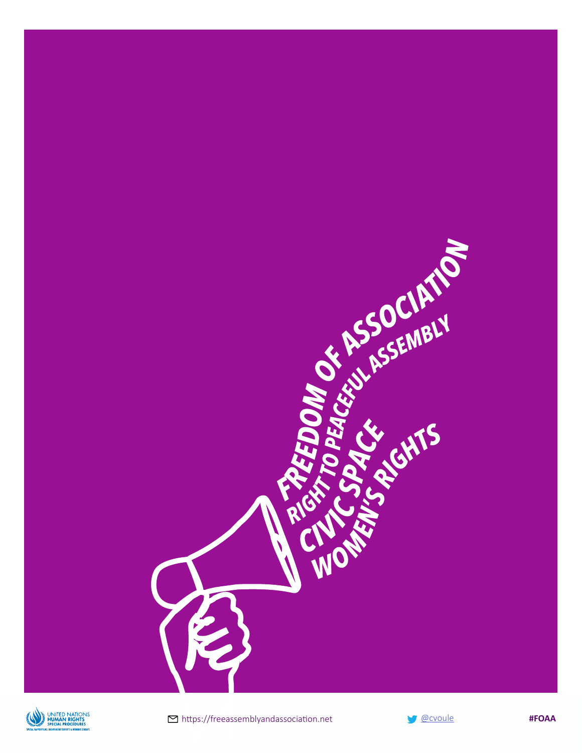FREEDOM OF ASSOCIATION

RIGHT TO PEACEFUL ASSEMBLY

CIVIC SPACE

WOMEN'S RIGHTS

UNITED NATIONS HUMAN RIGHTS SPECIAL PROCEDURES

SPECIAL RAPPORTEURS, INDEPENDENT EXPERTS & WORKING GROUPS

https://freeassemblyandassociation.net

@cvoule

**#FOAA**